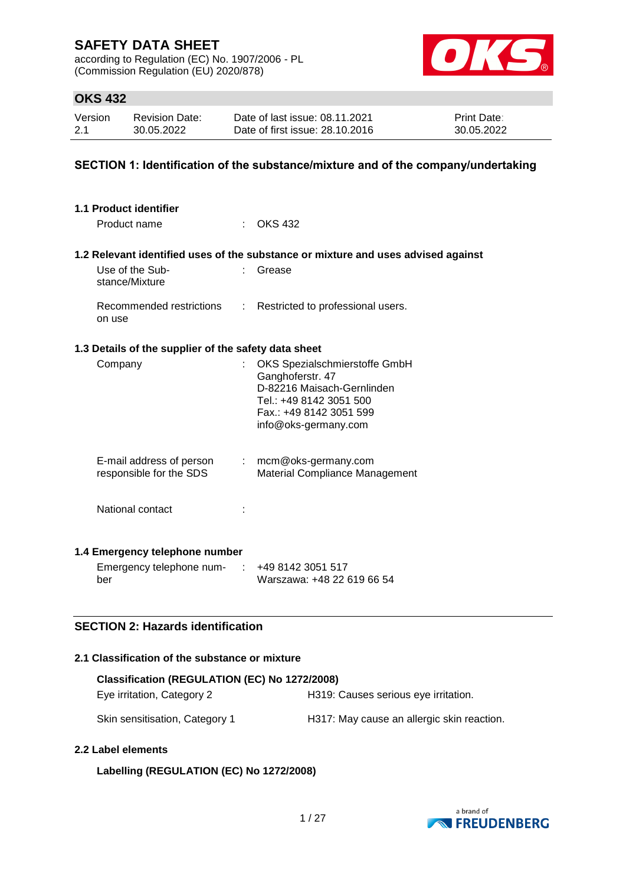# SAFETY DATA SHEET

according to Regulation (EC) No. 1907/2006 - PL
(Commission Regulation (EU) 2020/878)

## OKS 432

| Version | Revision Date: | Date of last issue: 08.11.2021 | Print Date: |
|---|---|---|---|
| 2.1 | 30.05.2022 | Date of first issue: 28.10.2016 | 30.05.2022 |

## SECTION 1: Identification of the substance/mixture and of the company/undertaking

### 1.1 Product identifier

Product name : OKS 432

### 1.2 Relevant identified uses of the substance or mixture and uses advised against

Use of the Substance/Mixture : Grease

Recommended restrictions on use : Restricted to professional users.

### 1.3 Details of the supplier of the safety data sheet

Company : OKS Spezialschmierstoffe GmbH
Ganghoferstr. 47
D-82216 Maisach-Gernlinden
Tel.: +49 8142 3051 500
Fax.: +49 8142 3051 599
info@oks-germany.com

E-mail address of person responsible for the SDS : mcm@oks-germany.com
Material Compliance Management

National contact :

### 1.4 Emergency telephone number

Emergency telephone number : +49 8142 3051 517
Warszawa: +48 22 619 66 54

## SECTION 2: Hazards identification

### 2.1 Classification of the substance or mixture

**Classification (REGULATION (EC) No 1272/2008)**

| | |
|---|---|
| Eye irritation, Category 2 | H319: Causes serious eye irritation. |
| Skin sensitisation, Category 1 | H317: May cause an allergic skin reaction. |

### 2.2 Label elements

**Labelling (REGULATION (EC) No 1272/2008)**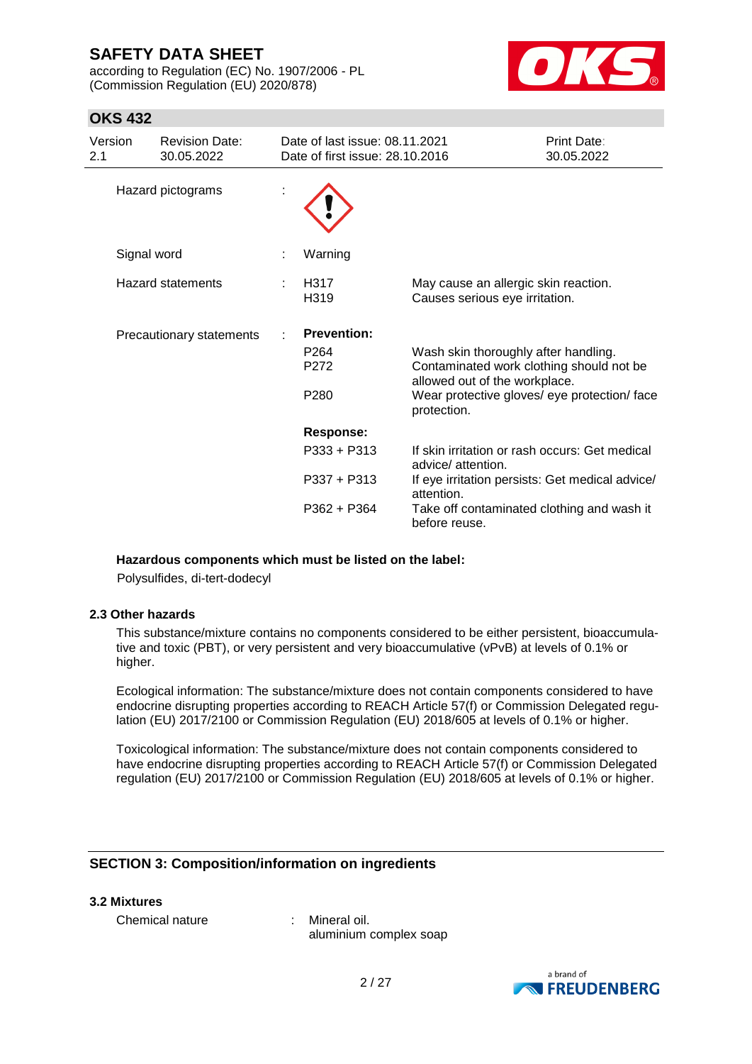Hazard pictograms :

Signal word : Warning

| Hazard statements | H317 | May cause an allergic skin reaction. |
|---|---|---|
| | H319 | Causes serious eye irritation. |

Precautionary statements :

**Prevention:**

| | |
|---|---|
| P264 | Wash skin thoroughly after handling. |
| P272 | Contaminated work clothing should not be allowed out of the workplace. |
| P280 | Wear protective gloves/ eye protection/ face protection. |

**Response:**

| | |
|---|---|
| P333 + P313 | If skin irritation or rash occurs: Get medical advice/ attention. |
| P337 + P313 | If eye irritation persists: Get medical advice/ attention. |
| P362 + P364 | Take off contaminated clothing and wash it before reuse. |

**Hazardous components which must be listed on the label:**

Polysulfides, di-tert-dodecyl

**2.3 Other hazards**

This substance/mixture contains no components considered to be either persistent, bioaccumulative and toxic (PBT), or very persistent and very bioaccumulative (vPvB) at levels of 0.1% or higher.

Ecological information: The substance/mixture does not contain components considered to have endocrine disrupting properties according to REACH Article 57(f) or Commission Delegated regulation (EU) 2017/2100 or Commission Regulation (EU) 2018/605 at levels of 0.1% or higher.

Toxicological information: The substance/mixture does not contain components considered to have endocrine disrupting properties according to REACH Article 57(f) or Commission Delegated regulation (EU) 2017/2100 or Commission Regulation (EU) 2018/605 at levels of 0.1% or higher.

## SECTION 3: Composition/information on ingredients

**3.2 Mixtures**

Chemical nature : Mineral oil.
aluminium complex soap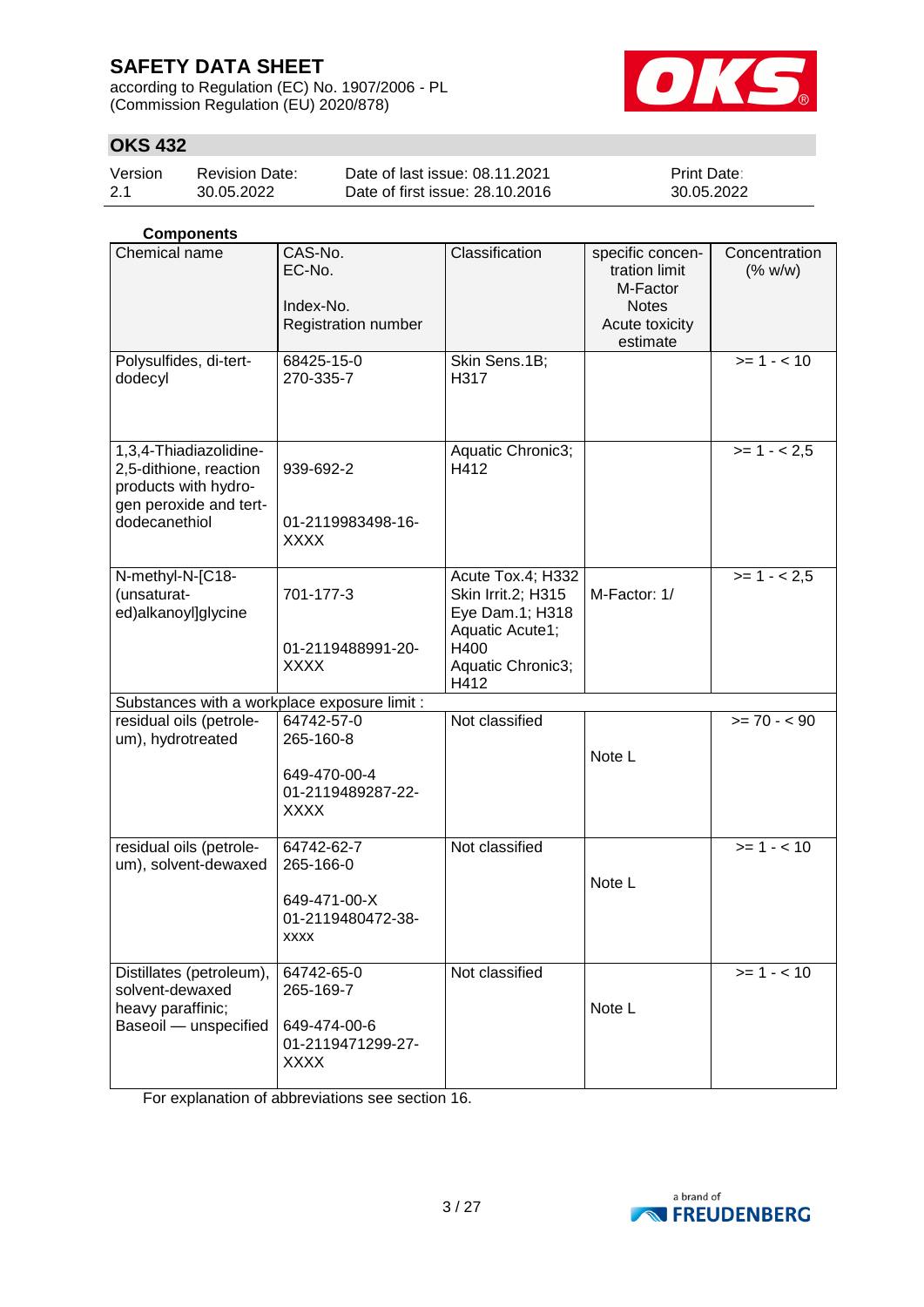**Components**

| Chemical name | CAS-No.<br>EC-No.<br>Index-No.<br>Registration number | Classification | specific concentration limit<br>M-Factor<br>Notes<br>Acute toxicity estimate | Concentration (% w/w) |
|---|---|---|---|---|
| Polysulfides, di-tert-dodecyl | 68425-15-0<br>270-335-7 | Skin Sens.1B; H317 | | >= 1 - < 10 |
| 1,3,4-Thiadiazolidine-2,5-dithione, reaction products with hydrogen peroxide and tert-dodecanethiol | 939-692-2<br>01-2119983498-16-XXXX | Aquatic Chronic3; H412 | | >= 1 - < 2,5 |
| N-methyl-N-[C18-(unsaturated)alkanoyl]glycine | 701-177-3<br>01-2119488991-20-XXXX | Acute Tox.4; H332<br>Skin Irrit.2; H315<br>Eye Dam.1; H318<br>Aquatic Acute1; H400<br>Aquatic Chronic3; H412 | M-Factor: 1/ | >= 1 - < 2,5 |
| Substances with a workplace exposure limit : | | | | |
| residual oils (petroleum), hydrotreated | 64742-57-0<br>265-160-8<br>649-470-00-4<br>01-2119489287-22-XXXX | Not classified | Note L | >= 70 - < 90 |
| residual oils (petroleum), solvent-dewaxed | 64742-62-7<br>265-166-0<br>649-471-00-X<br>01-2119480472-38-XXXX | Not classified | Note L | >= 1 - < 10 |
| Distillates (petroleum), solvent-dewaxed heavy paraffinic; Baseoil — unspecified | 64742-65-0<br>265-169-7<br>649-474-00-6<br>01-2119471299-27-XXXX | Not classified | Note L | >= 1 - < 10 |

For explanation of abbreviations see section 16.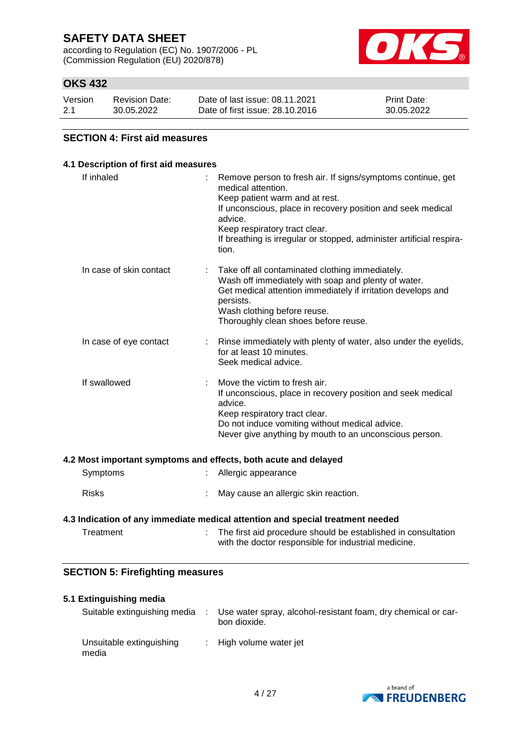## SECTION 4: First aid measures

### 4.1 Description of first aid measures

| | |
|---|---|
| If inhaled | Remove person to fresh air. If signs/symptoms continue, get medical attention.<br>Keep patient warm and at rest.<br>If unconscious, place in recovery position and seek medical advice.<br>Keep respiratory tract clear.<br>If breathing is irregular or stopped, administer artificial respiration. |
| In case of skin contact | Take off all contaminated clothing immediately.<br>Wash off immediately with soap and plenty of water.<br>Get medical attention immediately if irritation develops and persists.<br>Wash clothing before reuse.<br>Thoroughly clean shoes before reuse. |
| In case of eye contact | Rinse immediately with plenty of water, also under the eyelids, for at least 10 minutes.<br>Seek medical advice. |
| If swallowed | Move the victim to fresh air.<br>If unconscious, place in recovery position and seek medical advice.<br>Keep respiratory tract clear.<br>Do not induce vomiting without medical advice.<br>Never give anything by mouth to an unconscious person. |

### 4.2 Most important symptoms and effects, both acute and delayed

| | |
|---|---|
| Symptoms | Allergic appearance |
| Risks | May cause an allergic skin reaction. |

### 4.3 Indication of any immediate medical attention and special treatment needed

| | |
|---|---|
| Treatment | The first aid procedure should be established in consultation with the doctor responsible for industrial medicine. |

## SECTION 5: Firefighting measures

### 5.1 Extinguishing media

| | |
|---|---|
| Suitable extinguishing media | Use water spray, alcohol-resistant foam, dry chemical or carbon dioxide. |
| Unsuitable extinguishing media | High volume water jet |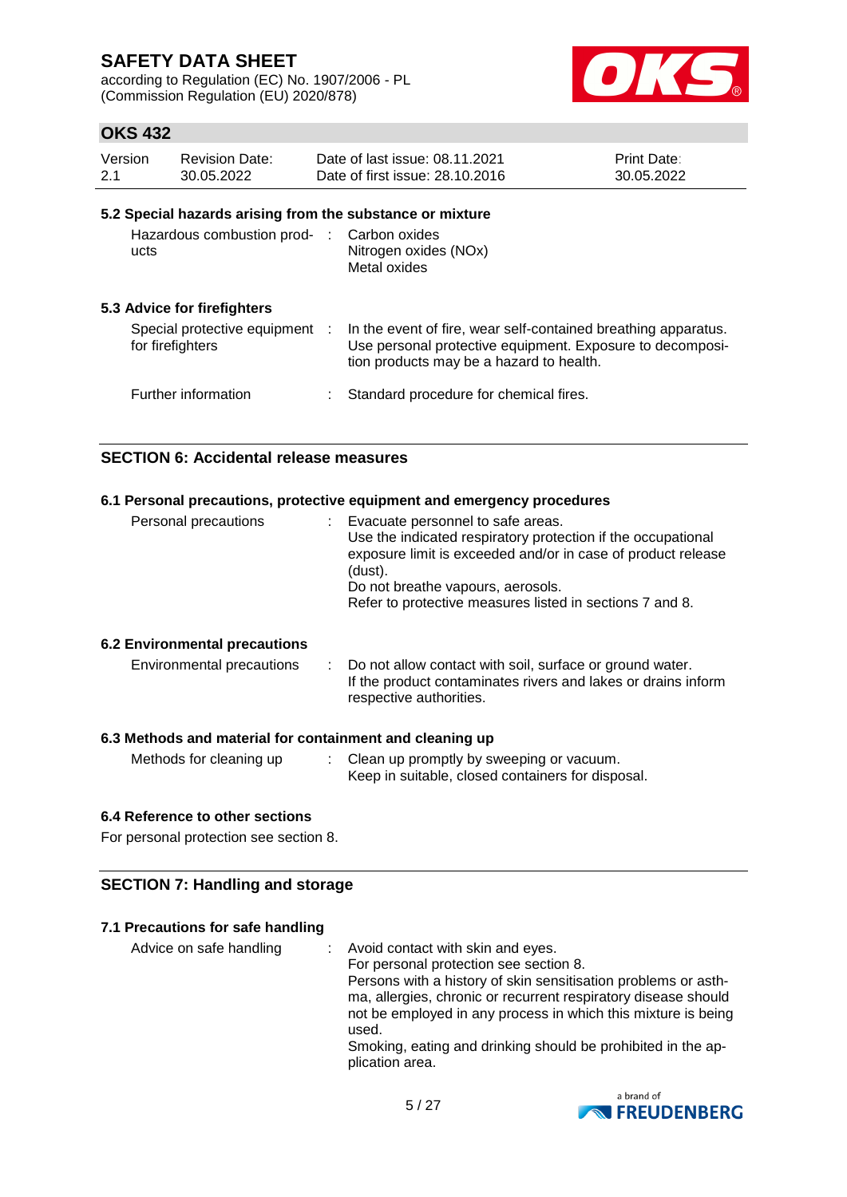### 5.2 Special hazards arising from the substance or mixture

| | |
|---|---|
| Hazardous combustion products | Carbon oxides<br>Nitrogen oxides (NOx)<br>Metal oxides |

### 5.3 Advice for firefighters

| | |
|---|---|
| Special protective equipment for firefighters | In the event of fire, wear self-contained breathing apparatus. Use personal protective equipment. Exposure to decomposition products may be a hazard to health. |
| Further information | Standard procedure for chemical fires. |

## SECTION 6: Accidental release measures

### 6.1 Personal precautions, protective equipment and emergency procedures

| | |
|---|---|
| Personal precautions | Evacuate personnel to safe areas.<br>Use the indicated respiratory protection if the occupational exposure limit is exceeded and/or in case of product release (dust).<br>Do not breathe vapours, aerosols.<br>Refer to protective measures listed in sections 7 and 8. |

### 6.2 Environmental precautions

| | |
|---|---|
| Environmental precautions | Do not allow contact with soil, surface or ground water.<br>If the product contaminates rivers and lakes or drains inform respective authorities. |

### 6.3 Methods and material for containment and cleaning up

| | |
|---|---|
| Methods for cleaning up | Clean up promptly by sweeping or vacuum.<br>Keep in suitable, closed containers for disposal. |

### 6.4 Reference to other sections

For personal protection see section 8.

## SECTION 7: Handling and storage

### 7.1 Precautions for safe handling

| | |
|---|---|
| Advice on safe handling | Avoid contact with skin and eyes.<br>For personal protection see section 8.<br>Persons with a history of skin sensitisation problems or asthma, allergies, chronic or recurrent respiratory disease should not be employed in any process in which this mixture is being used.<br>Smoking, eating and drinking should be prohibited in the application area. |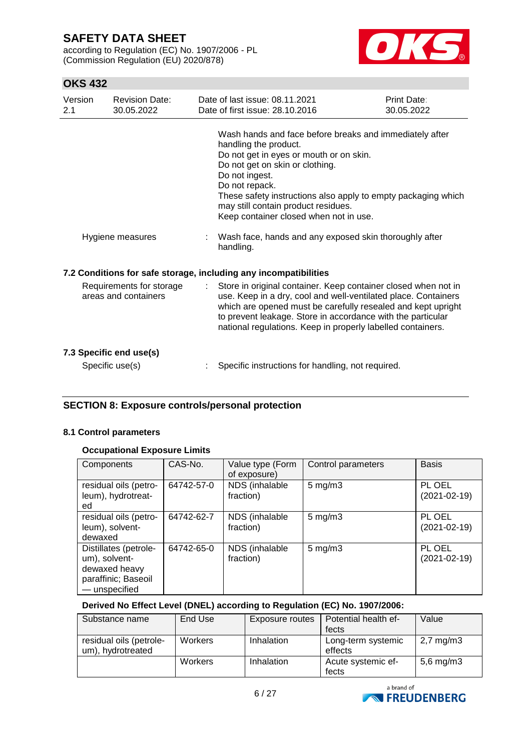Wash hands and face before breaks and immediately after handling the product.
Do not get in eyes or mouth or on skin.
Do not get on skin or clothing.
Do not ingest.
Do not repack.
These safety instructions also apply to empty packaging which may still contain product residues.
Keep container closed when not in use.

Hygiene measures : Wash face, hands and any exposed skin thoroughly after handling.

### 7.2 Conditions for safe storage, including any incompatibilities

Requirements for storage areas and containers : Store in original container. Keep container closed when not in use. Keep in a dry, cool and well-ventilated place. Containers which are opened must be carefully resealed and kept upright to prevent leakage. Store in accordance with the particular national regulations. Keep in properly labelled containers.

### 7.3 Specific end use(s)

Specific use(s) : Specific instructions for handling, not required.

## SECTION 8: Exposure controls/personal protection

### 8.1 Control parameters

**Occupational Exposure Limits**

| Components | CAS-No. | Value type (Form of exposure) | Control parameters | Basis |
|---|---|---|---|---|
| residual oils (petroleum), hydrotreated | 64742-57-0 | NDS (inhalable fraction) | 5 mg/m3 | PL OEL (2021-02-19) |
| residual oils (petroleum), solvent-dewaxed | 64742-62-7 | NDS (inhalable fraction) | 5 mg/m3 | PL OEL (2021-02-19) |
| Distillates (petroleum), solvent-dewaxed heavy paraffinic; Baseoil — unspecified | 64742-65-0 | NDS (inhalable fraction) | 5 mg/m3 | PL OEL (2021-02-19) |

**Derived No Effect Level (DNEL) according to Regulation (EC) No. 1907/2006:**

| Substance name | End Use | Exposure routes | Potential health effects | Value |
|---|---|---|---|---|
| residual oils (petroleum), hydrotreated | Workers | Inhalation | Long-term systemic effects | 2,7 mg/m3 |
| | Workers | Inhalation | Acute systemic effects | 5,6 mg/m3 |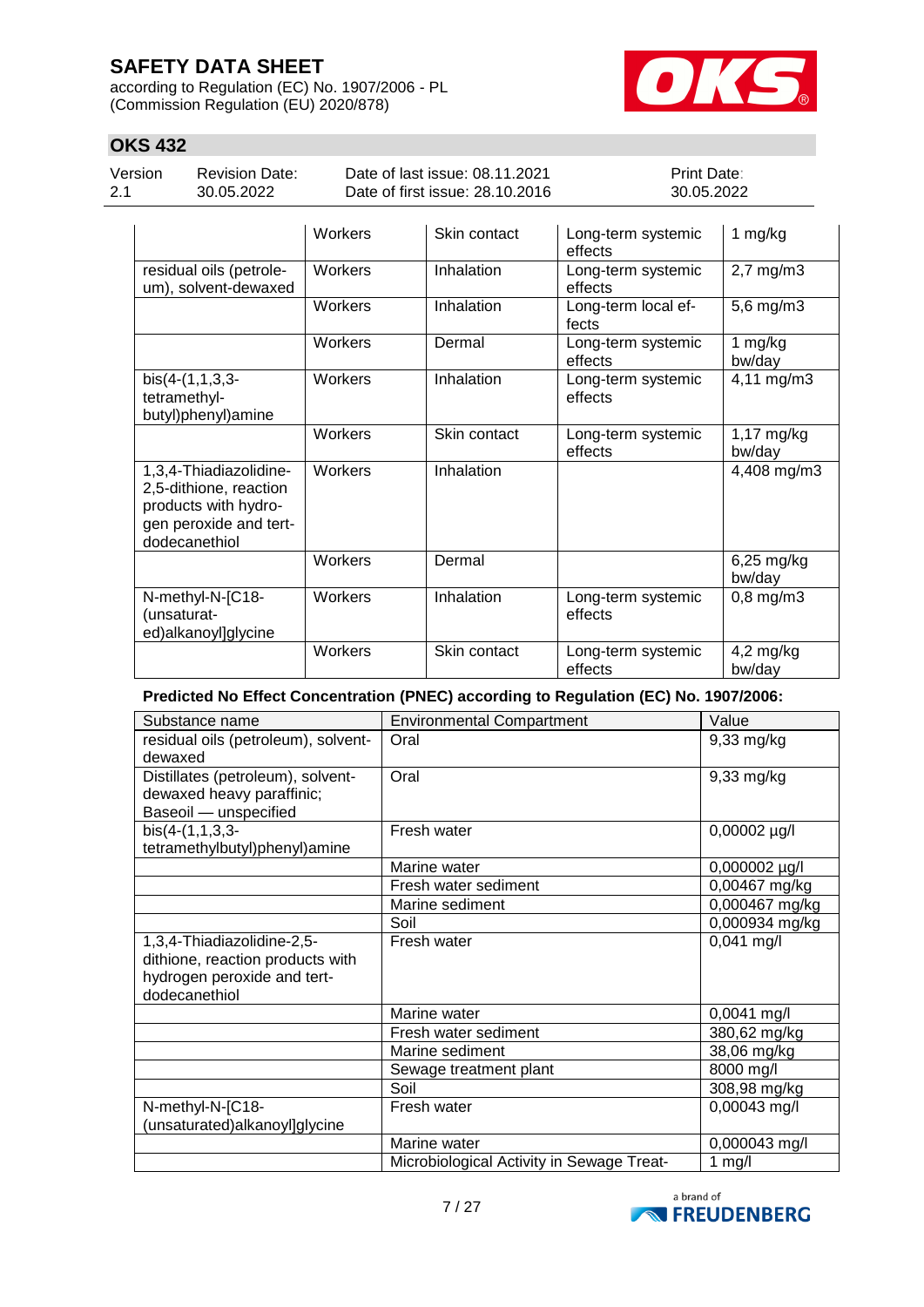| | | | | |
|---|---|---|---|---|
| | Workers | Skin contact | Long-term systemic effects | 1 mg/kg |
| residual oils (petroleum), solvent-dewaxed | Workers | Inhalation | Long-term systemic effects | 2,7 mg/m3 |
| | Workers | Inhalation | Long-term local effects | 5,6 mg/m3 |
| | Workers | Dermal | Long-term systemic effects | 1 mg/kg bw/day |
| bis(4-(1,1,3,3-tetramethyl-butyl)phenyl)amine | Workers | Inhalation | Long-term systemic effects | 4,11 mg/m3 |
| | Workers | Skin contact | Long-term systemic effects | 1,17 mg/kg bw/day |
| 1,3,4-Thiadiazolidine-2,5-dithione, reaction products with hydrogen peroxide and tert-dodecanethiol | Workers | Inhalation | | 4,408 mg/m3 |
| | Workers | Dermal | | 6,25 mg/kg bw/day |
| N-methyl-N-[C18-(unsaturated)alkanoyl]glycine | Workers | Inhalation | Long-term systemic effects | 0,8 mg/m3 |
| | Workers | Skin contact | Long-term systemic effects | 4,2 mg/kg bw/day |

**Predicted No Effect Concentration (PNEC) according to Regulation (EC) No. 1907/2006:**

| Substance name | Environmental Compartment | Value |
|---|---|---|
| residual oils (petroleum), solvent-dewaxed | Oral | 9,33 mg/kg |
| Distillates (petroleum), solvent-dewaxed heavy paraffinic; Baseoil — unspecified | Oral | 9,33 mg/kg |
| bis(4-(1,1,3,3-tetramethylbutyl)phenyl)amine | Fresh water | 0,00002 µg/l |
| | Marine water | 0,000002 µg/l |
| | Fresh water sediment | 0,00467 mg/kg |
| | Marine sediment | 0,000467 mg/kg |
| | Soil | 0,000934 mg/kg |
| 1,3,4-Thiadiazolidine-2,5-dithione, reaction products with hydrogen peroxide and tert-dodecanethiol | Fresh water | 0,041 mg/l |
| | Marine water | 0,0041 mg/l |
| | Fresh water sediment | 380,62 mg/kg |
| | Marine sediment | 38,06 mg/kg |
| | Sewage treatment plant | 8000 mg/l |
| | Soil | 308,98 mg/kg |
| N-methyl-N-[C18-(unsaturated)alkanoyl]glycine | Fresh water | 0,00043 mg/l |
| | Marine water | 0,000043 mg/l |
| | Microbiological Activity in Sewage Treat- | 1 mg/l |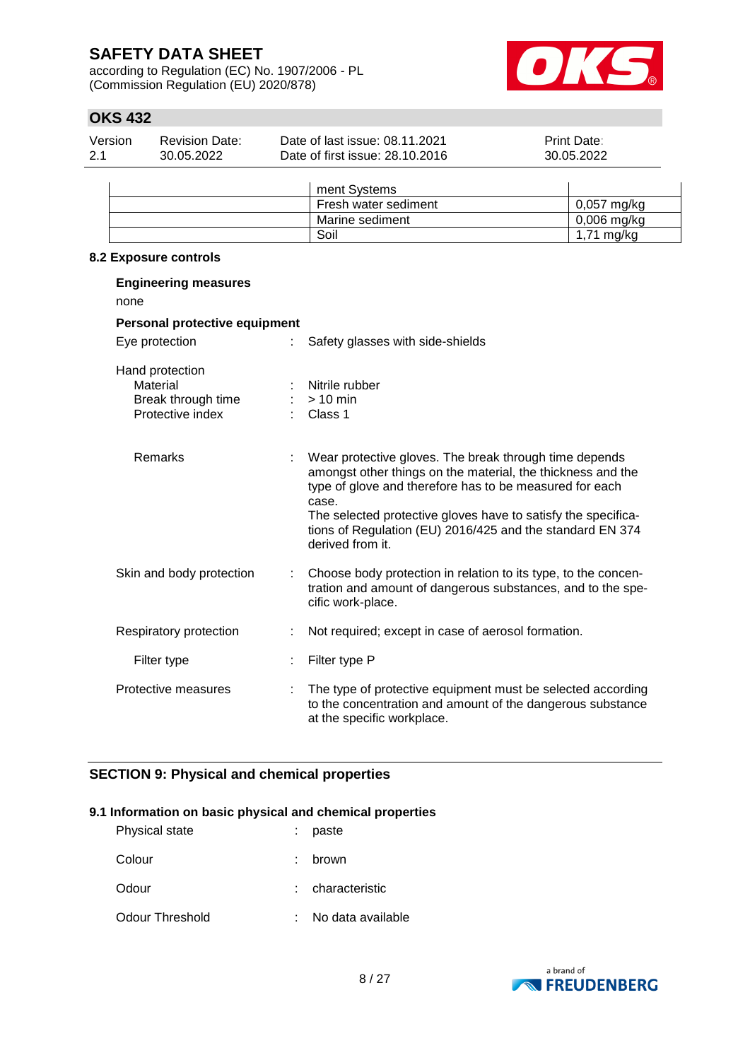| | | |
|---|---|---|
| | ment Systems | |
| | Fresh water sediment | 0,057 mg/kg |
| | Marine sediment | 0,006 mg/kg |
| | Soil | 1,71 mg/kg |

### 8.2 Exposure controls

**Engineering measures**

none

**Personal protective equipment**

Eye protection : Safety glasses with side-shields

Hand protection
- Material : Nitrile rubber
- Break through time : > 10 min
- Protective index : Class 1

- Remarks : Wear protective gloves. The break through time depends amongst other things on the material, the thickness and the type of glove and therefore has to be measured for each case.
The selected protective gloves have to satisfy the specifications of Regulation (EU) 2016/425 and the standard EN 374 derived from it.

Skin and body protection : Choose body protection in relation to its type, to the concentration and amount of dangerous substances, and to the specific work-place.

Respiratory protection : Not required; except in case of aerosol formation.

- Filter type : Filter type P

Protective measures : The type of protective equipment must be selected according to the concentration and amount of the dangerous substance at the specific workplace.

## SECTION 9: Physical and chemical properties

### 9.1 Information on basic physical and chemical properties

Physical state : paste

Colour : brown

Odour : characteristic

Odour Threshold : No data available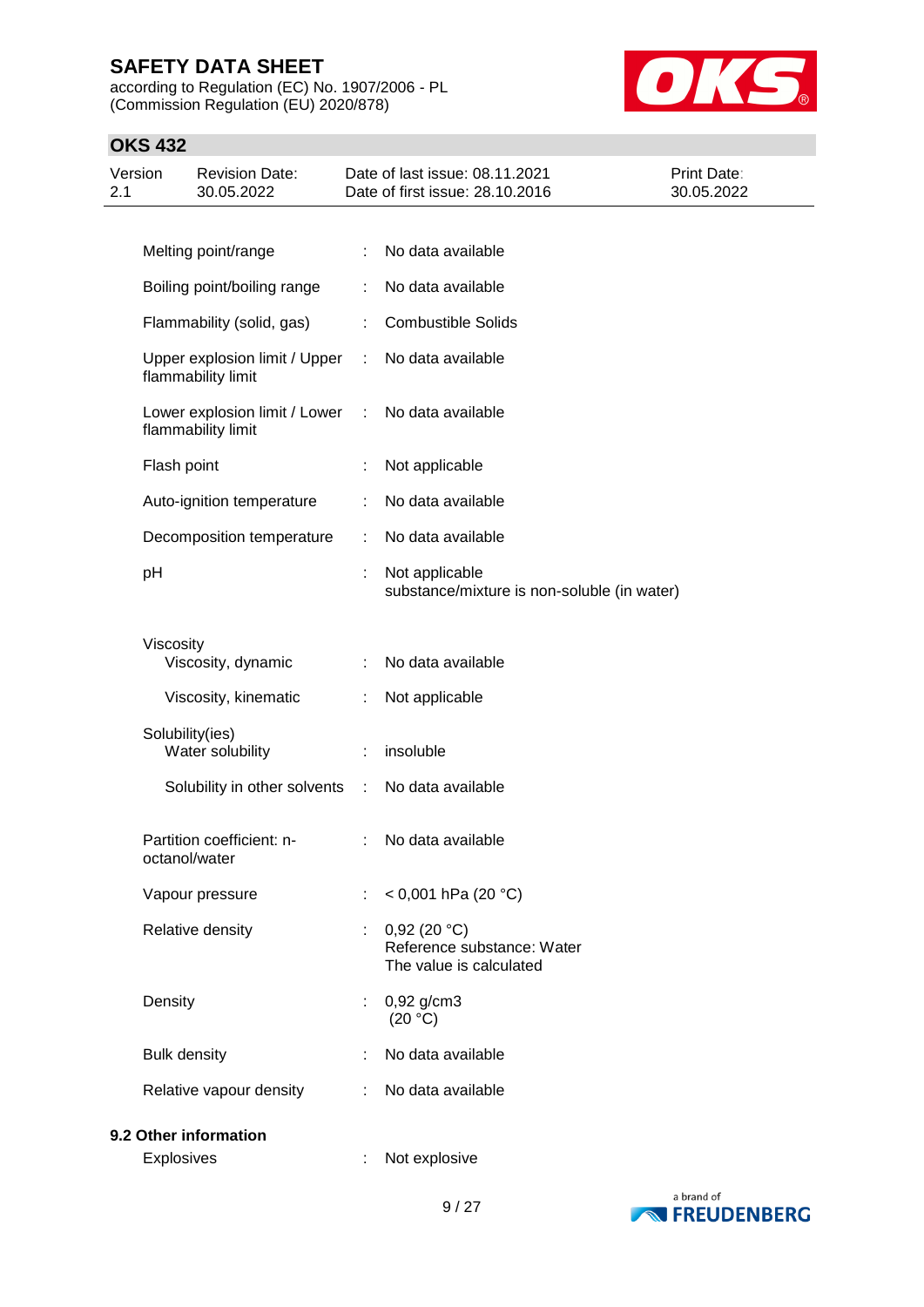| | | |
|---|---|---|
| Melting point/range | : | No data available |
| Boiling point/boiling range | : | No data available |
| Flammability (solid, gas) | : | Combustible Solids |
| Upper explosion limit / Upper flammability limit | : | No data available |
| Lower explosion limit / Lower flammability limit | : | No data available |
| Flash point | : | Not applicable |
| Auto-ignition temperature | : | No data available |
| Decomposition temperature | : | No data available |
| pH | : | Not applicable<br>substance/mixture is non-soluble (in water) |
| Viscosity | | |
| Viscosity, dynamic | : | No data available |
| Viscosity, kinematic | : | Not applicable |
| Solubility(ies) | | |
| Water solubility | : | insoluble |
| Solubility in other solvents | : | No data available |
| Partition coefficient: n-octanol/water | : | No data available |
| Vapour pressure | : | < 0,001 hPa (20 °C) |
| Relative density | : | 0,92 (20 °C)<br>Reference substance: Water<br>The value is calculated |
| Density | : | 0,92 g/cm3<br>(20 °C) |
| Bulk density | : | No data available |
| Relative vapour density | : | No data available |

**9.2 Other information**

| | | |
|---|---|---|
| Explosives | : | Not explosive |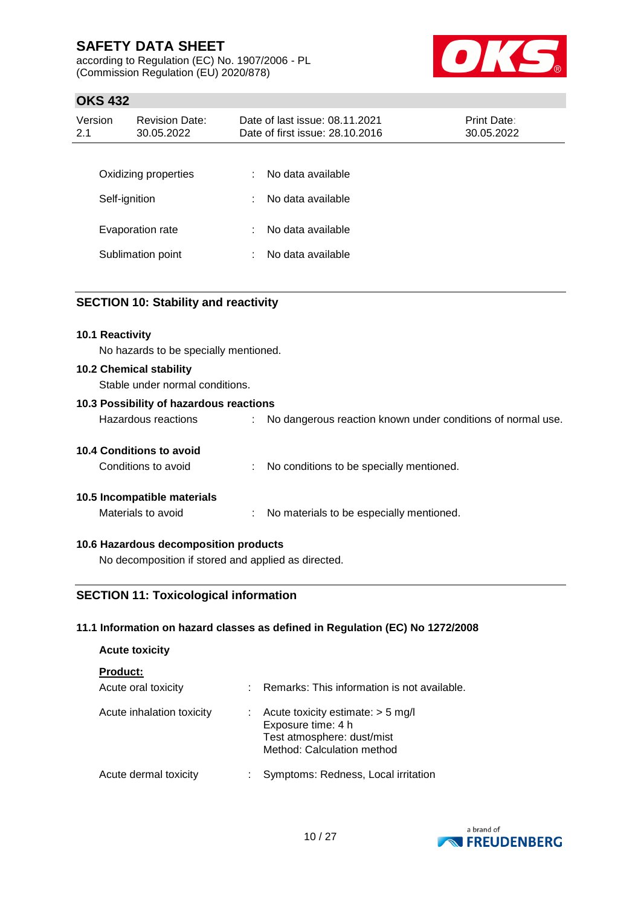| | | |
|---|---|---|
| Oxidizing properties | : | No data available |
| Self-ignition | : | No data available |
| Evaporation rate | : | No data available |
| Sublimation point | : | No data available |

## SECTION 10: Stability and reactivity

### 10.1 Reactivity

No hazards to be specially mentioned.

### 10.2 Chemical stability

Stable under normal conditions.

### 10.3 Possibility of hazardous reactions

Hazardous reactions : No dangerous reaction known under conditions of normal use.

### 10.4 Conditions to avoid

Conditions to avoid : No conditions to be specially mentioned.

### 10.5 Incompatible materials

Materials to avoid : No materials to be especially mentioned.

### 10.6 Hazardous decomposition products

No decomposition if stored and applied as directed.

## SECTION 11: Toxicological information

### 11.1 Information on hazard classes as defined in Regulation (EC) No 1272/2008

**Acute toxicity**

**Product:**

| | | |
|---|---|---|
| Acute oral toxicity | : | Remarks: This information is not available. |
| Acute inhalation toxicity | : | Acute toxicity estimate: > 5 mg/l<br>Exposure time: 4 h<br>Test atmosphere: dust/mist<br>Method: Calculation method |
| Acute dermal toxicity | : | Symptoms: Redness, Local irritation |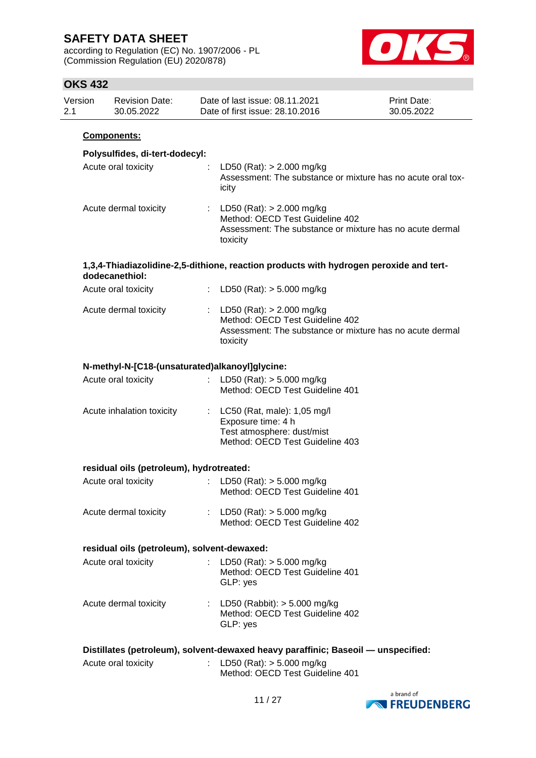**Components:**

**Polysulfides, di-tert-dodecyl:**

| | | |
|---|---|---|
| Acute oral toxicity | : | LD50 (Rat): > 2.000 mg/kg<br>Assessment: The substance or mixture has no acute oral toxicity |
| Acute dermal toxicity | : | LD50 (Rat): > 2.000 mg/kg<br>Method: OECD Test Guideline 402<br>Assessment: The substance or mixture has no acute dermal toxicity |

**1,3,4-Thiadiazolidine-2,5-dithione, reaction products with hydrogen peroxide and tert-dodecanethiol:**

| | | |
|---|---|---|
| Acute oral toxicity | : | LD50 (Rat): > 5.000 mg/kg |
| Acute dermal toxicity | : | LD50 (Rat): > 2.000 mg/kg<br>Method: OECD Test Guideline 402<br>Assessment: The substance or mixture has no acute dermal toxicity |

**N-methyl-N-[C18-(unsaturated)alkanoyl]glycine:**

| | | |
|---|---|---|
| Acute oral toxicity | : | LD50 (Rat): > 5.000 mg/kg<br>Method: OECD Test Guideline 401 |
| Acute inhalation toxicity | : | LC50 (Rat, male): 1,05 mg/l<br>Exposure time: 4 h<br>Test atmosphere: dust/mist<br>Method: OECD Test Guideline 403 |

**residual oils (petroleum), hydrotreated:**

| | | |
|---|---|---|
| Acute oral toxicity | : | LD50 (Rat): > 5.000 mg/kg<br>Method: OECD Test Guideline 401 |
| Acute dermal toxicity | : | LD50 (Rat): > 5.000 mg/kg<br>Method: OECD Test Guideline 402 |

**residual oils (petroleum), solvent-dewaxed:**

| | | |
|---|---|---|
| Acute oral toxicity | : | LD50 (Rat): > 5.000 mg/kg<br>Method: OECD Test Guideline 401<br>GLP: yes |
| Acute dermal toxicity | : | LD50 (Rabbit): > 5.000 mg/kg<br>Method: OECD Test Guideline 402<br>GLP: yes |

**Distillates (petroleum), solvent-dewaxed heavy paraffinic; Baseoil — unspecified:**

| | | |
|---|---|---|
| Acute oral toxicity | : | LD50 (Rat): > 5.000 mg/kg<br>Method: OECD Test Guideline 401 |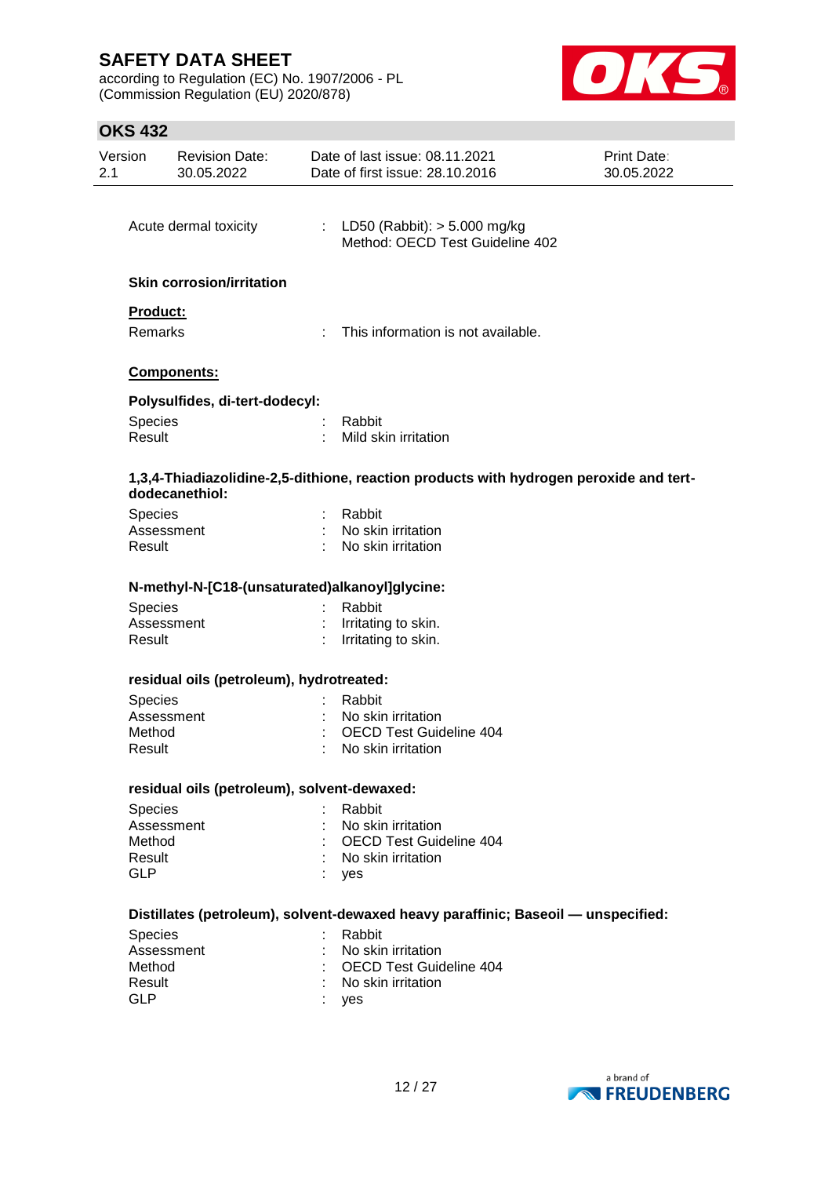Acute dermal toxicity : LD50 (Rabbit): > 5.000 mg/kg
Method: OECD Test Guideline 402

**Skin corrosion/irritation**

**Product:**

Remarks : This information is not available.

**Components:**

**Polysulfides, di-tert-dodecyl:**

Species : Rabbit
Result : Mild skin irritation

**1,3,4-Thiadiazolidine-2,5-dithione, reaction products with hydrogen peroxide and tert-dodecanethiol:**

Species : Rabbit
Assessment : No skin irritation
Result : No skin irritation

**N-methyl-N-[C18-(unsaturated)alkanoyl]glycine:**

Species : Rabbit
Assessment : Irritating to skin.
Result : Irritating to skin.

**residual oils (petroleum), hydrotreated:**

Species : Rabbit
Assessment : No skin irritation
Method : OECD Test Guideline 404
Result : No skin irritation

**residual oils (petroleum), solvent-dewaxed:**

Species : Rabbit
Assessment : No skin irritation
Method : OECD Test Guideline 404
Result : No skin irritation
GLP : yes

**Distillates (petroleum), solvent-dewaxed heavy paraffinic; Baseoil — unspecified:**

Species : Rabbit
Assessment : No skin irritation
Method : OECD Test Guideline 404
Result : No skin irritation
GLP : yes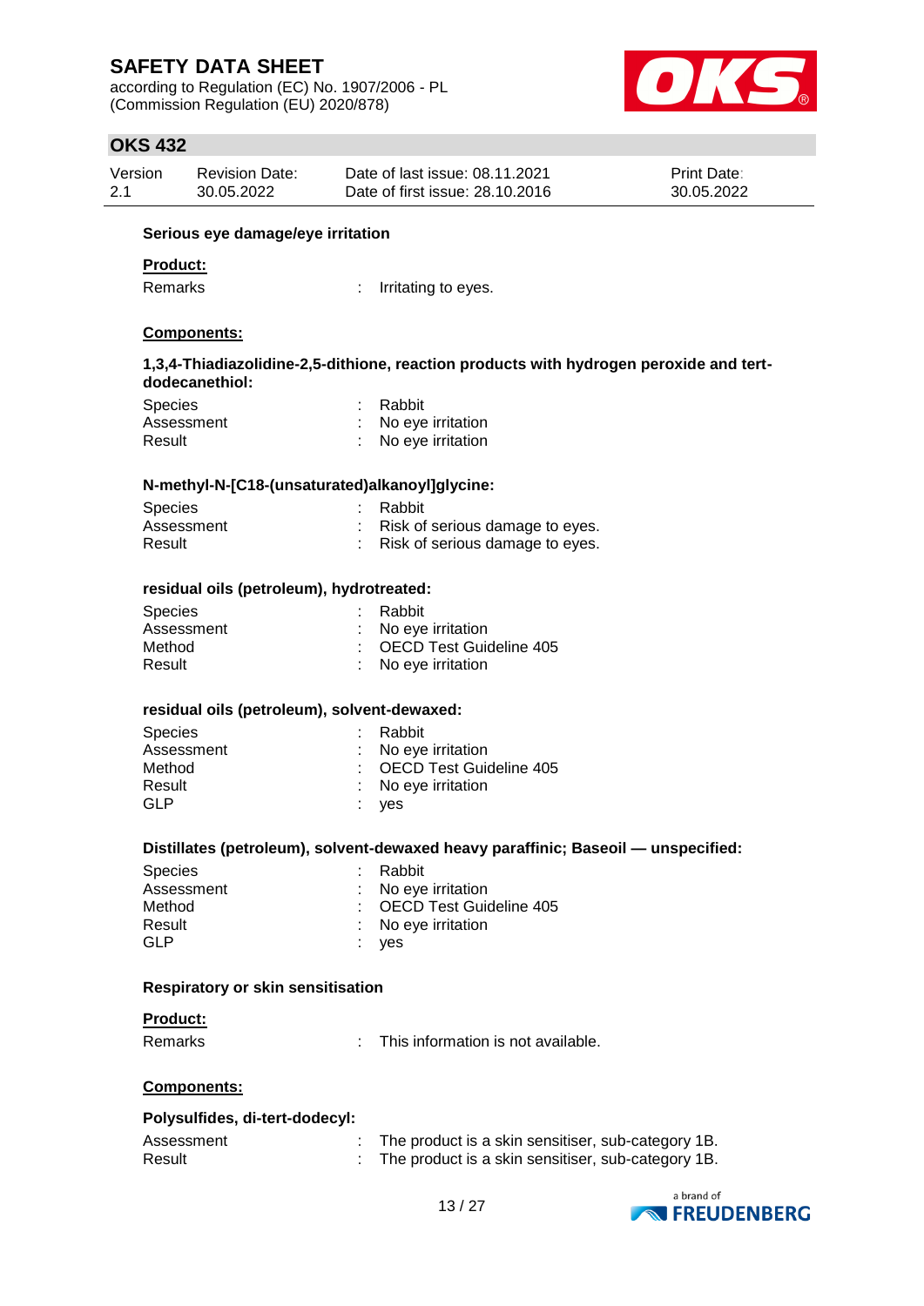**Serious eye damage/eye irritation**

**Product:**

Remarks : Irritating to eyes.

**Components:**

**1,3,4-Thiadiazolidine-2,5-dithione, reaction products with hydrogen peroxide and tert-dodecanethiol:**

Species : Rabbit
Assessment : No eye irritation
Result : No eye irritation

**N-methyl-N-[C18-(unsaturated)alkanoyl]glycine:**

Species : Rabbit
Assessment : Risk of serious damage to eyes.
Result : Risk of serious damage to eyes.

**residual oils (petroleum), hydrotreated:**

Species : Rabbit
Assessment : No eye irritation
Method : OECD Test Guideline 405
Result : No eye irritation

**residual oils (petroleum), solvent-dewaxed:**

Species : Rabbit
Assessment : No eye irritation
Method : OECD Test Guideline 405
Result : No eye irritation
GLP : yes

**Distillates (petroleum), solvent-dewaxed heavy paraffinic; Baseoil — unspecified:**

Species : Rabbit
Assessment : No eye irritation
Method : OECD Test Guideline 405
Result : No eye irritation
GLP : yes

**Respiratory or skin sensitisation**

**Product:**

Remarks : This information is not available.

**Components:**

**Polysulfides, di-tert-dodecyl:**

Assessment : The product is a skin sensitiser, sub-category 1B.
Result : The product is a skin sensitiser, sub-category 1B.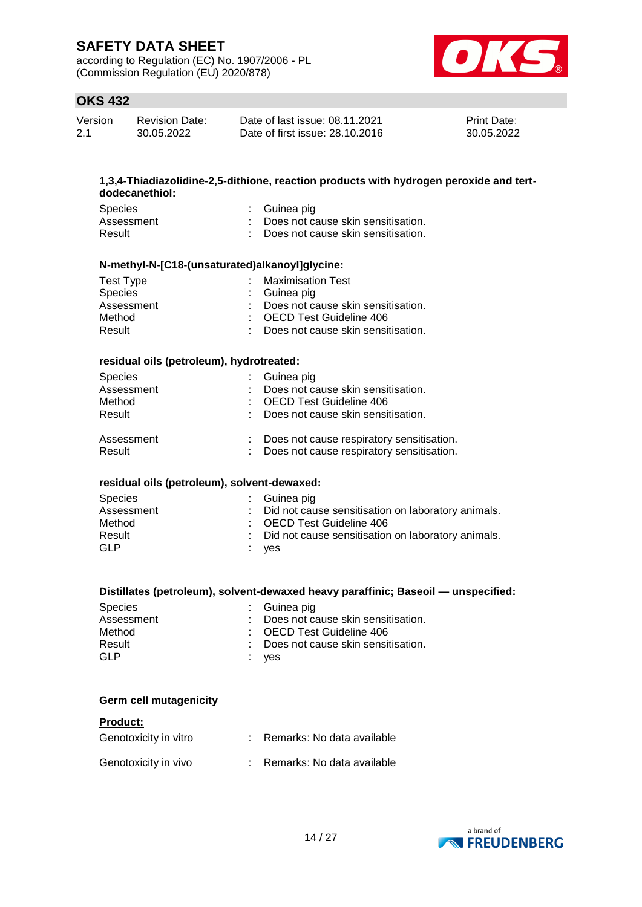**1,3,4-Thiadiazolidine-2,5-dithione, reaction products with hydrogen peroxide and tert-dodecanethiol:**

| | | |
|---|---|---|
| Species | : | Guinea pig |
| Assessment | : | Does not cause skin sensitisation. |
| Result | : | Does not cause skin sensitisation. |

**N-methyl-N-[C18-(unsaturated)alkanoyl]glycine:**

| | | |
|---|---|---|
| Test Type | : | Maximisation Test |
| Species | : | Guinea pig |
| Assessment | : | Does not cause skin sensitisation. |
| Method | : | OECD Test Guideline 406 |
| Result | : | Does not cause skin sensitisation. |

**residual oils (petroleum), hydrotreated:**

| | | |
|---|---|---|
| Species | : | Guinea pig |
| Assessment | : | Does not cause skin sensitisation. |
| Method | : | OECD Test Guideline 406 |
| Result | : | Does not cause skin sensitisation. |
| | | |
| Assessment | : | Does not cause respiratory sensitisation. |
| Result | : | Does not cause respiratory sensitisation. |

**residual oils (petroleum), solvent-dewaxed:**

| | | |
|---|---|---|
| Species | : | Guinea pig |
| Assessment | : | Did not cause sensitisation on laboratory animals. |
| Method | : | OECD Test Guideline 406 |
| Result | : | Did not cause sensitisation on laboratory animals. |
| GLP | : | yes |

**Distillates (petroleum), solvent-dewaxed heavy paraffinic; Baseoil — unspecified:**

| | | |
|---|---|---|
| Species | : | Guinea pig |
| Assessment | : | Does not cause skin sensitisation. |
| Method | : | OECD Test Guideline 406 |
| Result | : | Does not cause skin sensitisation. |
| GLP | : | yes |

**Germ cell mutagenicity**

**Product:**

| | | |
|---|---|---|
| Genotoxicity in vitro | : | Remarks: No data available |
| Genotoxicity in vivo | : | Remarks: No data available |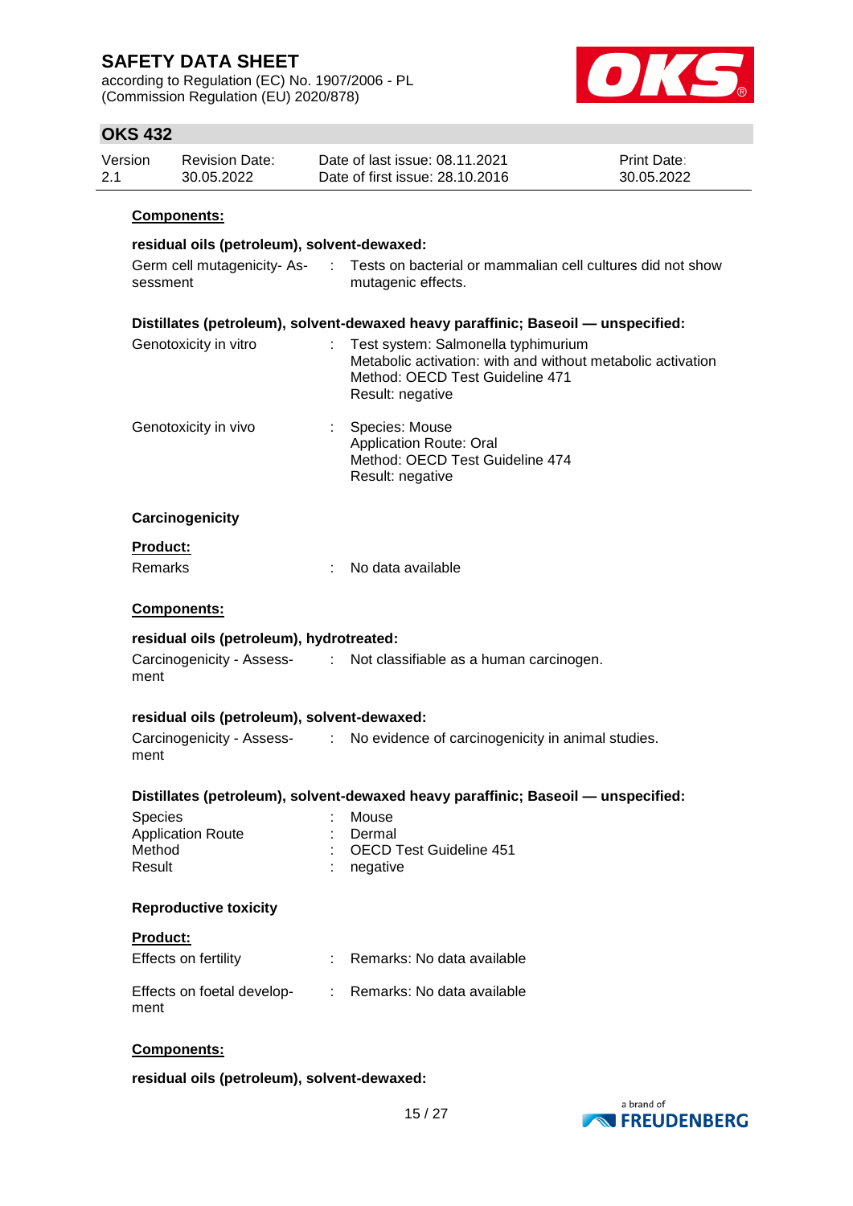**Components:**

**residual oils (petroleum), solvent-dewaxed:**

Germ cell mutagenicity- Assessment : Tests on bacterial or mammalian cell cultures did not show mutagenic effects.

**Distillates (petroleum), solvent-dewaxed heavy paraffinic; Baseoil — unspecified:**

Genotoxicity in vitro : Test system: Salmonella typhimurium
Metabolic activation: with and without metabolic activation
Method: OECD Test Guideline 471
Result: negative

Genotoxicity in vivo : Species: Mouse
Application Route: Oral
Method: OECD Test Guideline 474
Result: negative

**Carcinogenicity**

**Product:**

Remarks : No data available

**Components:**

**residual oils (petroleum), hydrotreated:**

Carcinogenicity - Assessment : Not classifiable as a human carcinogen.

**residual oils (petroleum), solvent-dewaxed:**

Carcinogenicity - Assessment : No evidence of carcinogenicity in animal studies.

**Distillates (petroleum), solvent-dewaxed heavy paraffinic; Baseoil — unspecified:**

Species : Mouse
Application Route : Dermal
Method : OECD Test Guideline 451
Result : negative

**Reproductive toxicity**

**Product:**

Effects on fertility : Remarks: No data available

Effects on foetal development : Remarks: No data available

**Components:**

**residual oils (petroleum), solvent-dewaxed:**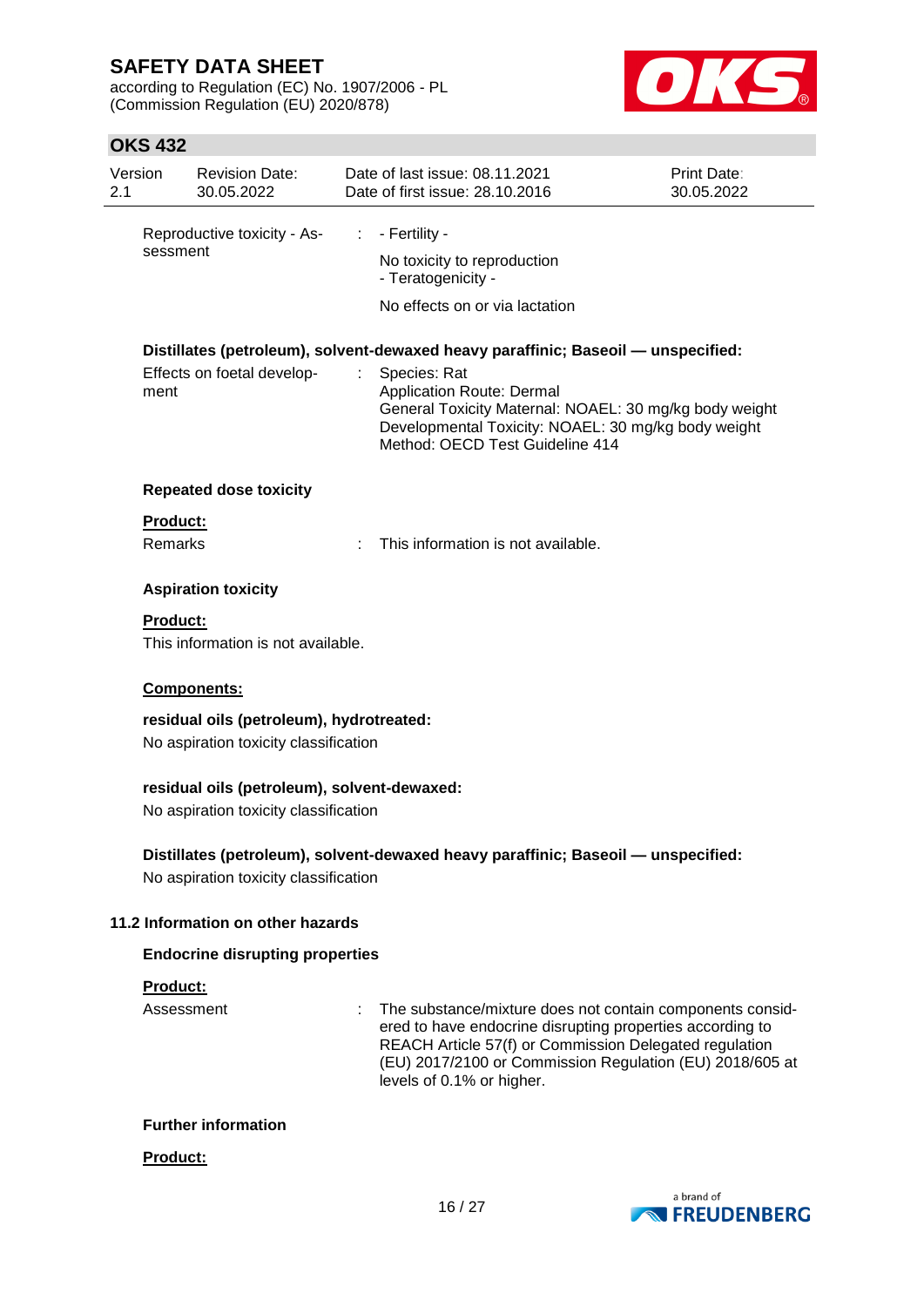Reproductive toxicity - Assessment : - Fertility -

No toxicity to reproduction
- Teratogenicity -

No effects on or via lactation

**Distillates (petroleum), solvent-dewaxed heavy paraffinic; Baseoil — unspecified:**

Effects on foetal development : Species: Rat
Application Route: Dermal
General Toxicity Maternal: NOAEL: 30 mg/kg body weight
Developmental Toxicity: NOAEL: 30 mg/kg body weight
Method: OECD Test Guideline 414

**Repeated dose toxicity**

**Product:**

Remarks : This information is not available.

**Aspiration toxicity**

**Product:**

This information is not available.

**Components:**

**residual oils (petroleum), hydrotreated:**

No aspiration toxicity classification

**residual oils (petroleum), solvent-dewaxed:**

No aspiration toxicity classification

**Distillates (petroleum), solvent-dewaxed heavy paraffinic; Baseoil — unspecified:**

No aspiration toxicity classification

### 11.2 Information on other hazards

**Endocrine disrupting properties**

**Product:**

Assessment : The substance/mixture does not contain components considered to have endocrine disrupting properties according to REACH Article 57(f) or Commission Delegated regulation (EU) 2017/2100 or Commission Regulation (EU) 2018/605 at levels of 0.1% or higher.

**Further information**

**Product:**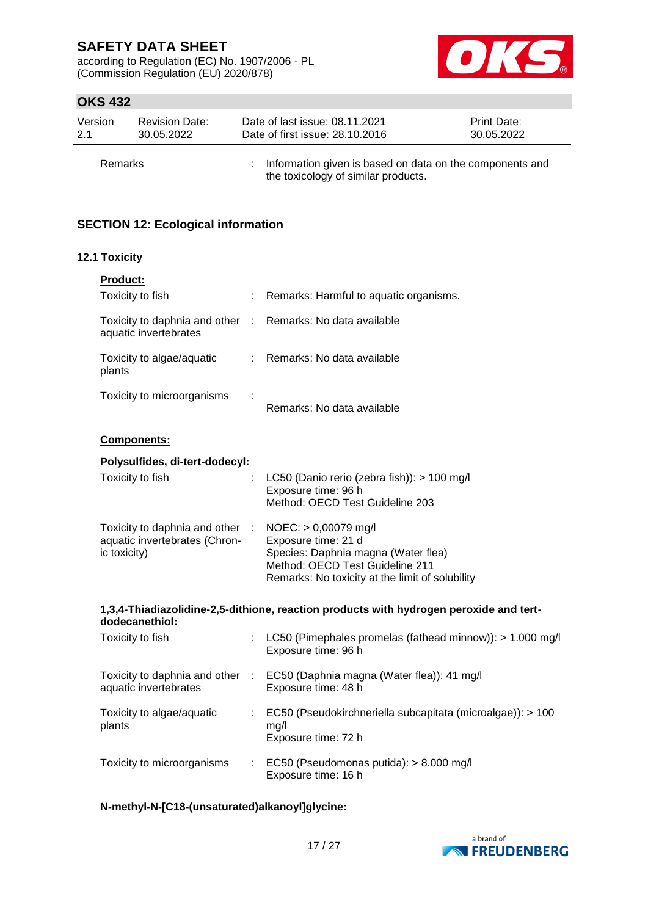| | | |
|---|---|---|
| Remarks | : | Information given is based on data on the components and the toxicology of similar products. |

## SECTION 12: Ecological information

### 12.1 Toxicity

**Product:**

| | | |
|---|---|---|
| Toxicity to fish | : | Remarks: Harmful to aquatic organisms. |
| Toxicity to daphnia and other aquatic invertebrates | : | Remarks: No data available |
| Toxicity to algae/aquatic plants | : | Remarks: No data available |
| Toxicity to microorganisms | : | Remarks: No data available |

**Components:**

**Polysulfides, di-tert-dodecyl:**

| | | |
|---|---|---|
| Toxicity to fish | : | LC50 (Danio rerio (zebra fish)): > 100 mg/l<br>Exposure time: 96 h<br>Method: OECD Test Guideline 203 |
| Toxicity to daphnia and other aquatic invertebrates (Chronic toxicity) | : | NOEC: > 0,00079 mg/l<br>Exposure time: 21 d<br>Species: Daphnia magna (Water flea)<br>Method: OECD Test Guideline 211<br>Remarks: No toxicity at the limit of solubility |

**1,3,4-Thiadiazolidine-2,5-dithione, reaction products with hydrogen peroxide and tert-dodecanethiol:**

| | | |
|---|---|---|
| Toxicity to fish | : | LC50 (Pimephales promelas (fathead minnow)): > 1.000 mg/l<br>Exposure time: 96 h |
| Toxicity to daphnia and other aquatic invertebrates | : | EC50 (Daphnia magna (Water flea)): 41 mg/l<br>Exposure time: 48 h |
| Toxicity to algae/aquatic plants | : | EC50 (Pseudokirchneriella subcapitata (microalgae)): > 100 mg/l<br>Exposure time: 72 h |
| Toxicity to microorganisms | : | EC50 (Pseudomonas putida): > 8.000 mg/l<br>Exposure time: 16 h |

**N-methyl-N-[C18-(unsaturated)alkanoyl]glycine:**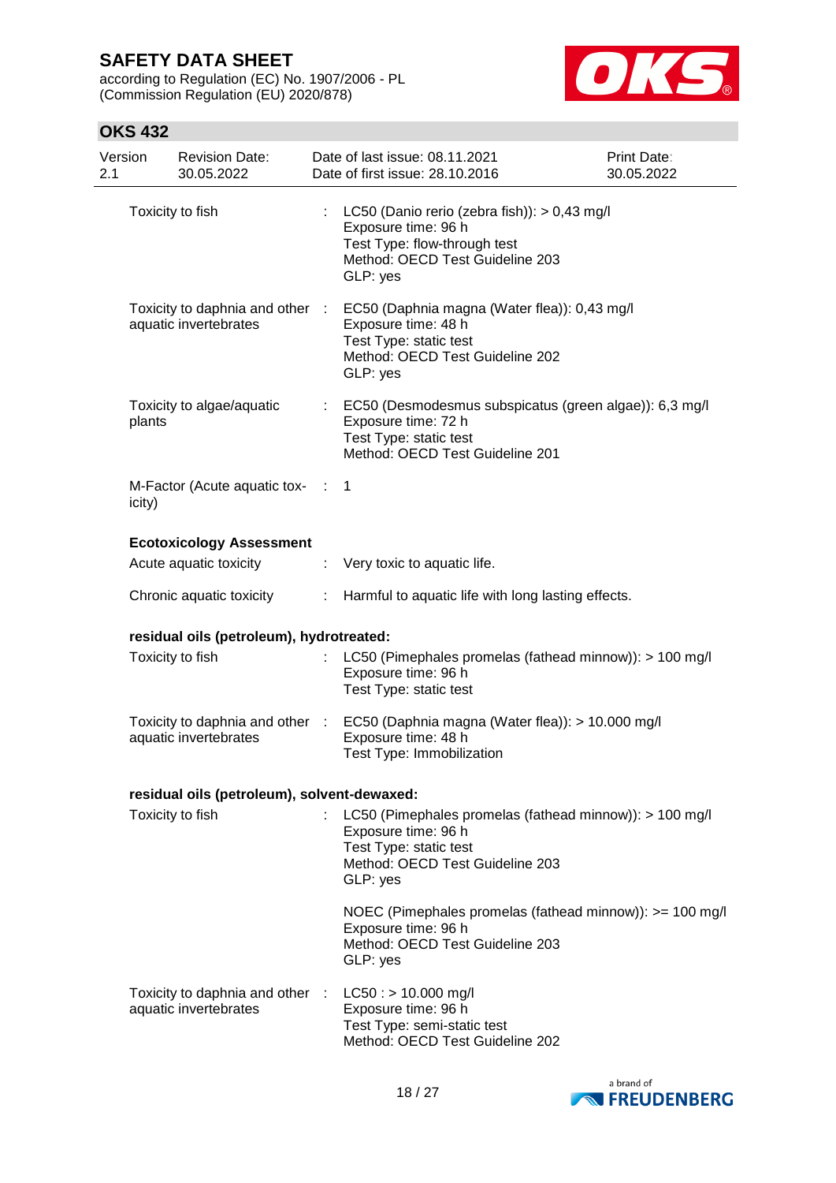| | | |
|---|---|---|
| Toxicity to fish | : | LC50 (Danio rerio (zebra fish)): > 0,43 mg/l<br>Exposure time: 96 h<br>Test Type: flow-through test<br>Method: OECD Test Guideline 203<br>GLP: yes |
| Toxicity to daphnia and other aquatic invertebrates | : | EC50 (Daphnia magna (Water flea)): 0,43 mg/l<br>Exposure time: 48 h<br>Test Type: static test<br>Method: OECD Test Guideline 202<br>GLP: yes |
| Toxicity to algae/aquatic plants | : | EC50 (Desmodesmus subspicatus (green algae)): 6,3 mg/l<br>Exposure time: 72 h<br>Test Type: static test<br>Method: OECD Test Guideline 201 |
| M-Factor (Acute aquatic toxicity) | : | 1 |

**Ecotoxicology Assessment**

| | | |
|---|---|---|
| Acute aquatic toxicity | : | Very toxic to aquatic life. |
| Chronic aquatic toxicity | : | Harmful to aquatic life with long lasting effects. |

**residual oils (petroleum), hydrotreated:**

| | | |
|---|---|---|
| Toxicity to fish | : | LC50 (Pimephales promelas (fathead minnow)): > 100 mg/l<br>Exposure time: 96 h<br>Test Type: static test |
| Toxicity to daphnia and other aquatic invertebrates | : | EC50 (Daphnia magna (Water flea)): > 10.000 mg/l<br>Exposure time: 48 h<br>Test Type: Immobilization |

**residual oils (petroleum), solvent-dewaxed:**

| | | |
|---|---|---|
| Toxicity to fish | : | LC50 (Pimephales promelas (fathead minnow)): > 100 mg/l<br>Exposure time: 96 h<br>Test Type: static test<br>Method: OECD Test Guideline 203<br>GLP: yes<br><br>NOEC (Pimephales promelas (fathead minnow)): >= 100 mg/l<br>Exposure time: 96 h<br>Method: OECD Test Guideline 203<br>GLP: yes |
| Toxicity to daphnia and other aquatic invertebrates | : | LC50 : > 10.000 mg/l<br>Exposure time: 96 h<br>Test Type: semi-static test<br>Method: OECD Test Guideline 202 |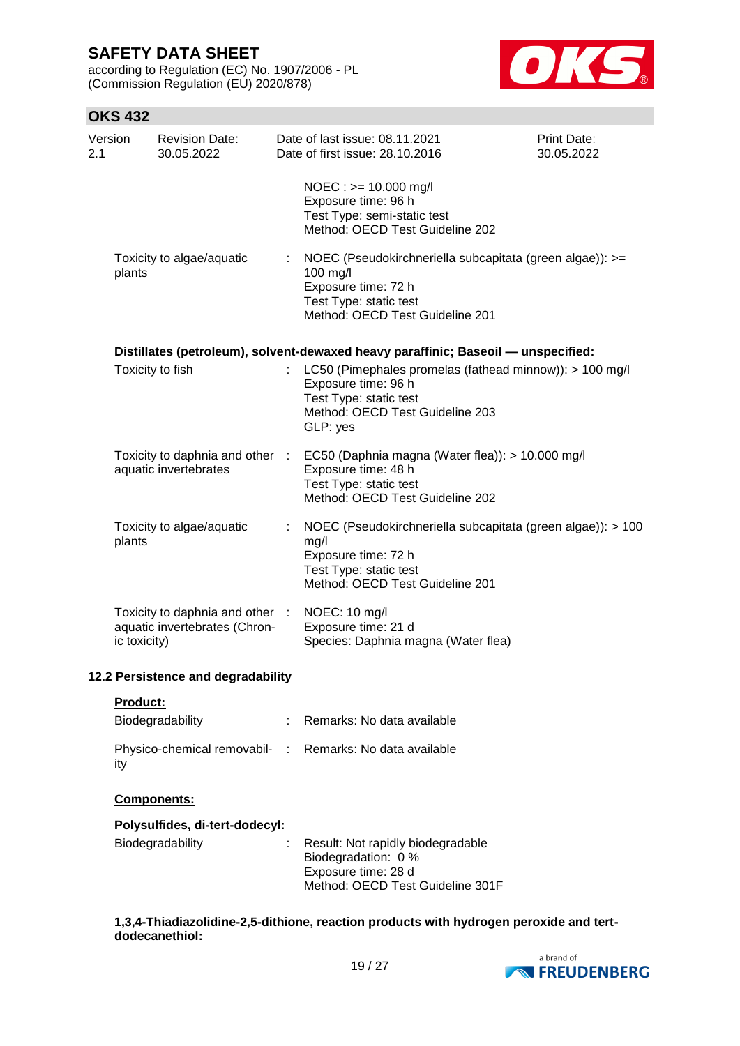NOEC : >= 10.000 mg/l
Exposure time: 96 h
Test Type: semi-static test
Method: OECD Test Guideline 202

Toxicity to algae/aquatic plants : NOEC (Pseudokirchneriella subcapitata (green algae)): >= 100 mg/l
Exposure time: 72 h
Test Type: static test
Method: OECD Test Guideline 201

**Distillates (petroleum), solvent-dewaxed heavy paraffinic; Baseoil — unspecified:**

Toxicity to fish : LC50 (Pimephales promelas (fathead minnow)): > 100 mg/l
Exposure time: 96 h
Test Type: static test
Method: OECD Test Guideline 203
GLP: yes

Toxicity to daphnia and other aquatic invertebrates : EC50 (Daphnia magna (Water flea)): > 10.000 mg/l
Exposure time: 48 h
Test Type: static test
Method: OECD Test Guideline 202

Toxicity to algae/aquatic plants : NOEC (Pseudokirchneriella subcapitata (green algae)): > 100 mg/l
Exposure time: 72 h
Test Type: static test
Method: OECD Test Guideline 201

Toxicity to daphnia and other aquatic invertebrates (Chronic toxicity) : NOEC: 10 mg/l
Exposure time: 21 d
Species: Daphnia magna (Water flea)

### 12.2 Persistence and degradability

**Product:**

Biodegradability : Remarks: No data available

Physico-chemical removability : Remarks: No data available

**Components:**

**Polysulfides, di-tert-dodecyl:**

Biodegradability : Result: Not rapidly biodegradable
Biodegradation: 0 %
Exposure time: 28 d
Method: OECD Test Guideline 301F

**1,3,4-Thiadiazolidine-2,5-dithione, reaction products with hydrogen peroxide and tert-dodecanethiol:**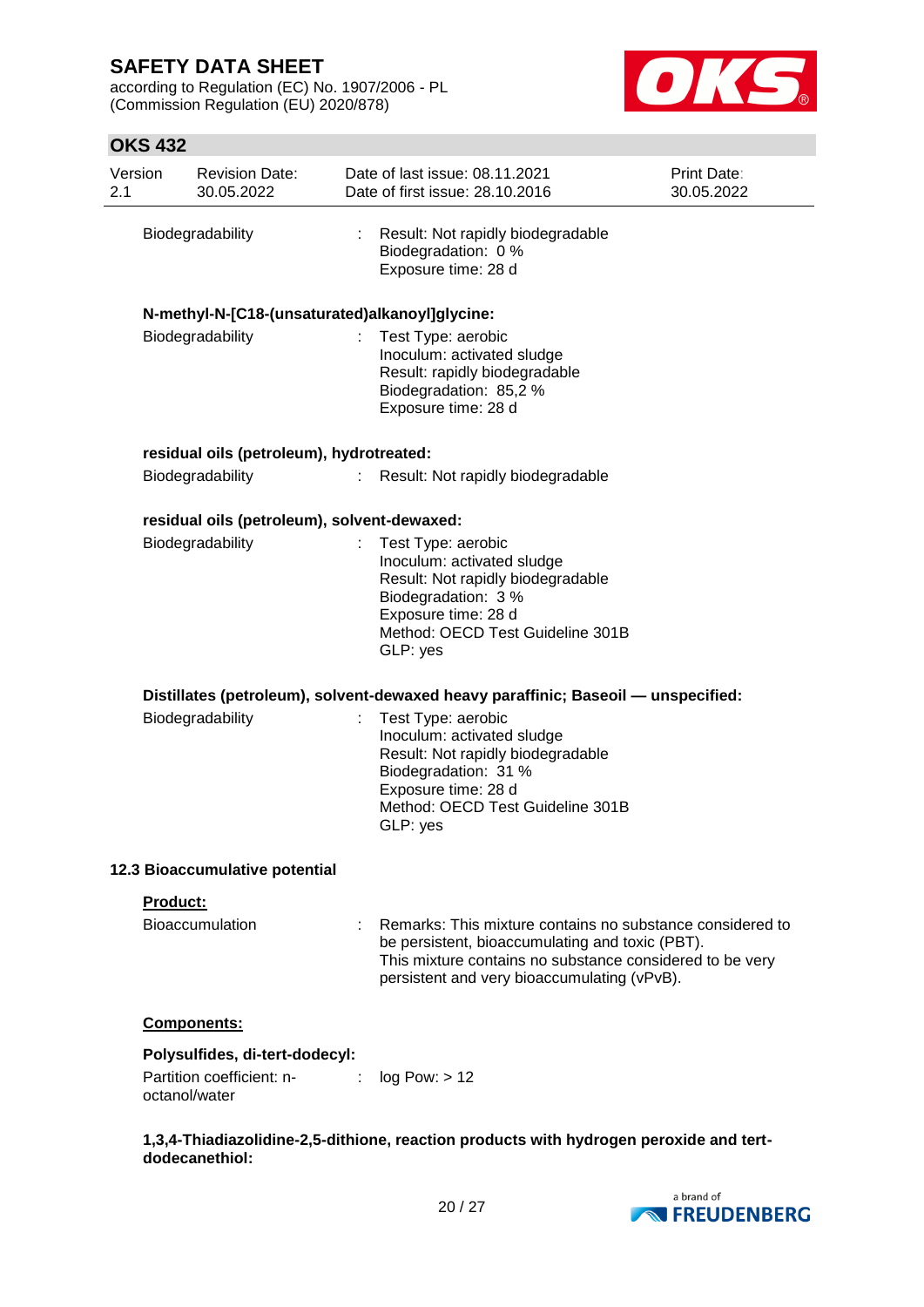Biodegradability : Result: Not rapidly biodegradable
Biodegradation: 0 %
Exposure time: 28 d

**N-methyl-N-[C18-(unsaturated)alkanoyl]glycine:**

Biodegradability : Test Type: aerobic
Inoculum: activated sludge
Result: rapidly biodegradable
Biodegradation: 85,2 %
Exposure time: 28 d

**residual oils (petroleum), hydrotreated:**

Biodegradability : Result: Not rapidly biodegradable

**residual oils (petroleum), solvent-dewaxed:**

Biodegradability : Test Type: aerobic
Inoculum: activated sludge
Result: Not rapidly biodegradable
Biodegradation: 3 %
Exposure time: 28 d
Method: OECD Test Guideline 301B
GLP: yes

**Distillates (petroleum), solvent-dewaxed heavy paraffinic; Baseoil — unspecified:**

Biodegradability : Test Type: aerobic
Inoculum: activated sludge
Result: Not rapidly biodegradable
Biodegradation: 31 %
Exposure time: 28 d
Method: OECD Test Guideline 301B
GLP: yes

### 12.3 Bioaccumulative potential

**Product:**

Bioaccumulation : Remarks: This mixture contains no substance considered to be persistent, bioaccumulating and toxic (PBT).
This mixture contains no substance considered to be very persistent and very bioaccumulating (vPvB).

**Components:**

**Polysulfides, di-tert-dodecyl:**

Partition coefficient: n-octanol/water : log Pow: > 12

**1,3,4-Thiadiazolidine-2,5-dithione, reaction products with hydrogen peroxide and tert-dodecanethiol:**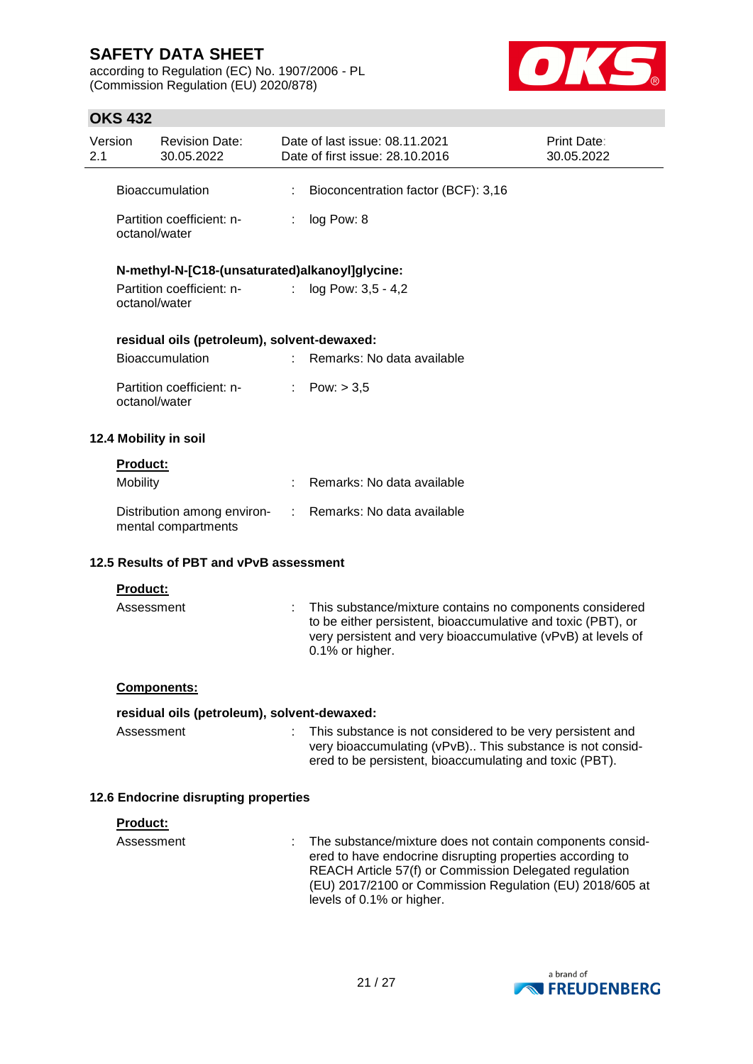Bioaccumulation : Bioconcentration factor (BCF): 3,16

Partition coefficient: n-octanol/water : log Pow: 8

**N-methyl-N-[C18-(unsaturated)alkanoyl]glycine:**

Partition coefficient: n-octanol/water : log Pow: 3,5 - 4,2

**residual oils (petroleum), solvent-dewaxed:**

Bioaccumulation : Remarks: No data available

Partition coefficient: n-octanol/water : Pow: > 3,5

### 12.4 Mobility in soil

**Product:**

Mobility : Remarks: No data available

Distribution among environmental compartments : Remarks: No data available

### 12.5 Results of PBT and vPvB assessment

**Product:**

Assessment : This substance/mixture contains no components considered to be either persistent, bioaccumulative and toxic (PBT), or very persistent and very bioaccumulative (vPvB) at levels of 0.1% or higher.

**Components:**

**residual oils (petroleum), solvent-dewaxed:**

Assessment : This substance is not considered to be very persistent and very bioaccumulating (vPvB).. This substance is not considered to be persistent, bioaccumulating and toxic (PBT).

### 12.6 Endocrine disrupting properties

**Product:**

Assessment : The substance/mixture does not contain components considered to have endocrine disrupting properties according to REACH Article 57(f) or Commission Delegated regulation (EU) 2017/2100 or Commission Regulation (EU) 2018/605 at levels of 0.1% or higher.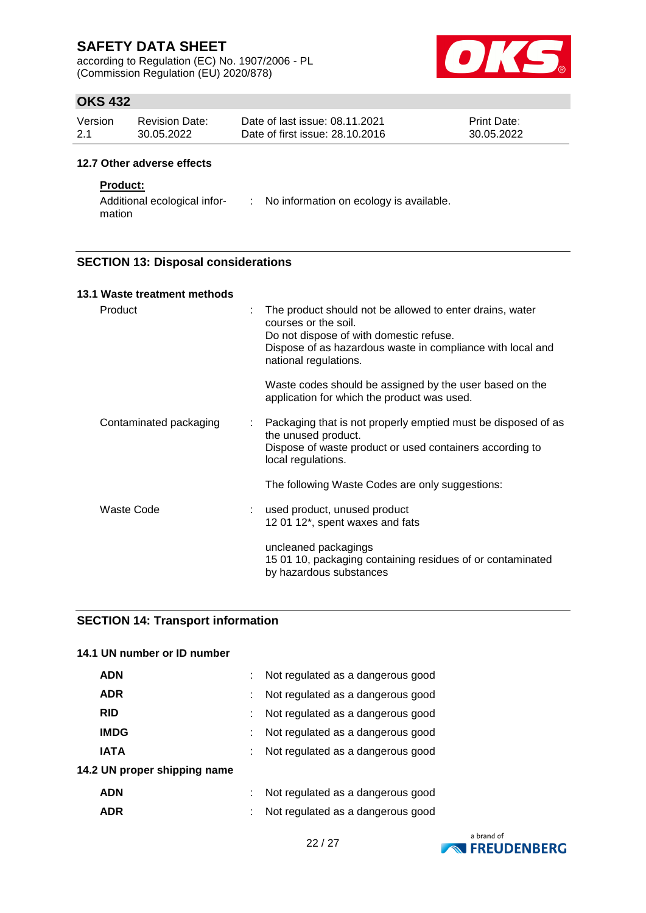### 12.7 Other adverse effects

**Product:**

| | | |
|---|---|---|
| Additional ecological information | : | No information on ecology is available. |

## SECTION 13: Disposal considerations

### 13.1 Waste treatment methods

| | | |
|---|---|---|
| Product | : | The product should not be allowed to enter drains, water courses or the soil.<br>Do not dispose of with domestic refuse.<br>Dispose of as hazardous waste in compliance with local and national regulations.<br><br>Waste codes should be assigned by the user based on the application for which the product was used. |
| Contaminated packaging | : | Packaging that is not properly emptied must be disposed of as the unused product.<br>Dispose of waste product or used containers according to local regulations.<br><br>The following Waste Codes are only suggestions: |
| Waste Code | : | used product, unused product<br>12 01 12*, spent waxes and fats<br><br>uncleaned packagings<br>15 01 10, packaging containing residues of or contaminated by hazardous substances |

## SECTION 14: Transport information

### 14.1 UN number or ID number

| | | |
|---|---|---|
| **ADN** | : | Not regulated as a dangerous good |
| **ADR** | : | Not regulated as a dangerous good |
| **RID** | : | Not regulated as a dangerous good |
| **IMDG** | : | Not regulated as a dangerous good |
| **IATA** | : | Not regulated as a dangerous good |

### 14.2 UN proper shipping name

| | | |
|---|---|---|
| **ADN** | : | Not regulated as a dangerous good |
| **ADR** | : | Not regulated as a dangerous good |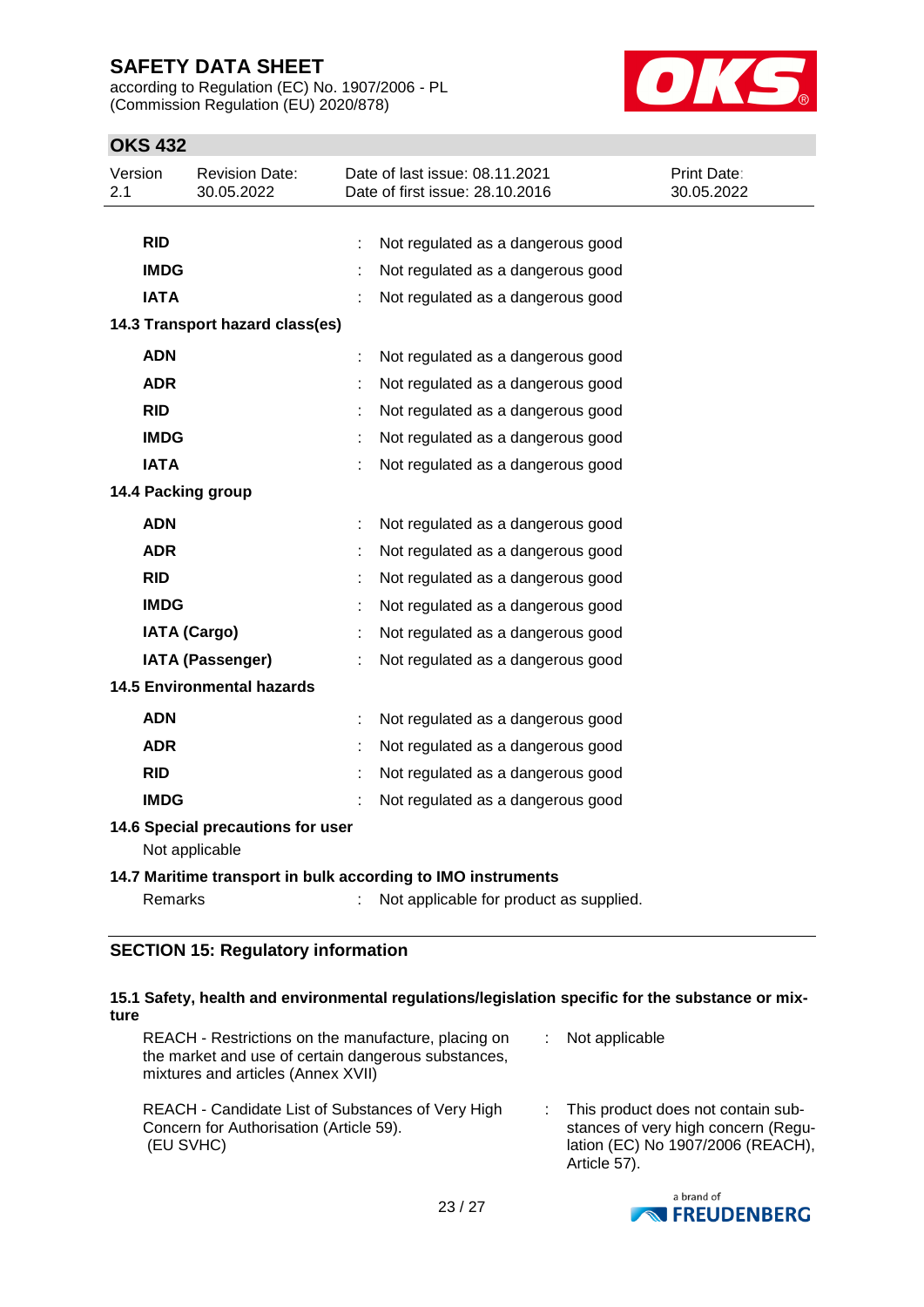| | | |
|---|---|---|
| **RID** | : | Not regulated as a dangerous good |
| **IMDG** | : | Not regulated as a dangerous good |
| **IATA** | : | Not regulated as a dangerous good |

**14.3 Transport hazard class(es)**

| | | |
|---|---|---|
| **ADN** | : | Not regulated as a dangerous good |
| **ADR** | : | Not regulated as a dangerous good |
| **RID** | : | Not regulated as a dangerous good |
| **IMDG** | : | Not regulated as a dangerous good |
| **IATA** | : | Not regulated as a dangerous good |

**14.4 Packing group**

| | | |
|---|---|---|
| **ADN** | : | Not regulated as a dangerous good |
| **ADR** | : | Not regulated as a dangerous good |
| **RID** | : | Not regulated as a dangerous good |
| **IMDG** | : | Not regulated as a dangerous good |
| **IATA (Cargo)** | : | Not regulated as a dangerous good |
| **IATA (Passenger)** | : | Not regulated as a dangerous good |

**14.5 Environmental hazards**

| | | |
|---|---|---|
| **ADN** | : | Not regulated as a dangerous good |
| **ADR** | : | Not regulated as a dangerous good |
| **RID** | : | Not regulated as a dangerous good |
| **IMDG** | : | Not regulated as a dangerous good |

**14.6 Special precautions for user**

Not applicable

**14.7 Maritime transport in bulk according to IMO instruments**

Remarks : Not applicable for product as supplied.

## SECTION 15: Regulatory information

**15.1 Safety, health and environmental regulations/legislation specific for the substance or mixture**

| | | |
|---|---|---|
| REACH - Restrictions on the manufacture, placing on the market and use of certain dangerous substances, mixtures and articles (Annex XVII) | : | Not applicable |
| REACH - Candidate List of Substances of Very High Concern for Authorisation (Article 59). (EU SVHC) | : | This product does not contain substances of very high concern (Regulation (EC) No 1907/2006 (REACH), Article 57). |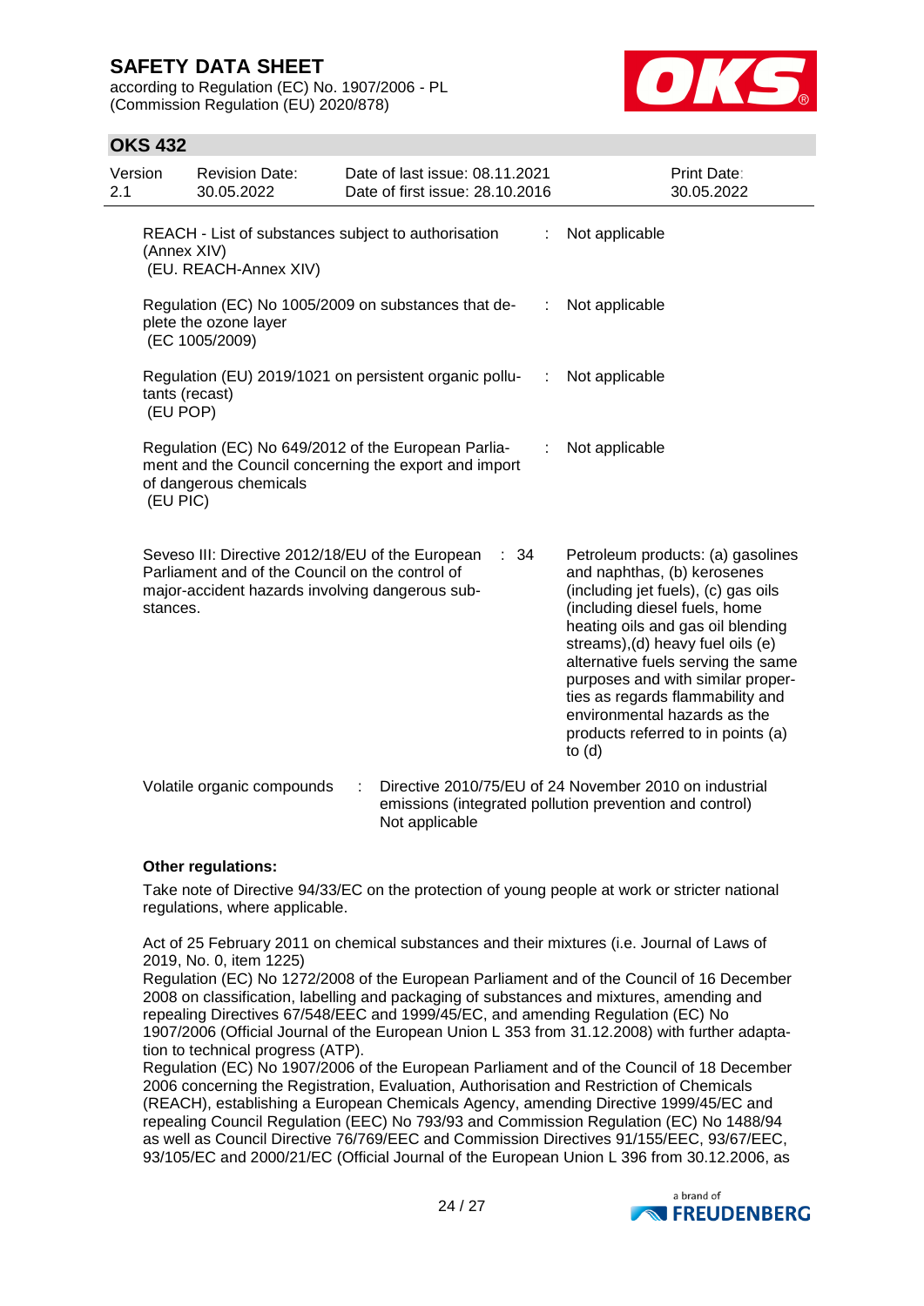REACH - List of substances subject to authorisation (Annex XIV) (EU. REACH-Annex XIV) : Not applicable

Regulation (EC) No 1005/2009 on substances that deplete the ozone layer (EC 1005/2009) : Not applicable

Regulation (EU) 2019/1021 on persistent organic pollutants (recast) (EU POP) : Not applicable

Regulation (EC) No 649/2012 of the European Parliament and the Council concerning the export and import of dangerous chemicals (EU PIC) : Not applicable

| | | | |
|---|---|---|---|
| Seveso III: Directive 2012/18/EU of the European Parliament and of the Council on the control of major-accident hazards involving dangerous substances. | : | 34 | Petroleum products: (a) gasolines and naphthas, (b) kerosenes (including jet fuels), (c) gas oils (including diesel fuels, home heating oils and gas oil blending streams),(d) heavy fuel oils (e) alternative fuels serving the same purposes and with similar properties as regards flammability and environmental hazards as the products referred to in points (a) to (d) |

Volatile organic compounds : Directive 2010/75/EU of 24 November 2010 on industrial emissions (integrated pollution prevention and control)
Not applicable

**Other regulations:**

Take note of Directive 94/33/EC on the protection of young people at work or stricter national regulations, where applicable.

Act of 25 February 2011 on chemical substances and their mixtures (i.e. Journal of Laws of 2019, No. 0, item 1225)
Regulation (EC) No 1272/2008 of the European Parliament and of the Council of 16 December 2008 on classification, labelling and packaging of substances and mixtures, amending and repealing Directives 67/548/EEC and 1999/45/EC, and amending Regulation (EC) No 1907/2006 (Official Journal of the European Union L 353 from 31.12.2008) with further adaptation to technical progress (ATP).
Regulation (EC) No 1907/2006 of the European Parliament and of the Council of 18 December 2006 concerning the Registration, Evaluation, Authorisation and Restriction of Chemicals (REACH), establishing a European Chemicals Agency, amending Directive 1999/45/EC and repealing Council Regulation (EEC) No 793/93 and Commission Regulation (EC) No 1488/94 as well as Council Directive 76/769/EEC and Commission Directives 91/155/EEC, 93/67/EEC, 93/105/EC and 2000/21/EC (Official Journal of the European Union L 396 from 30.12.2006, as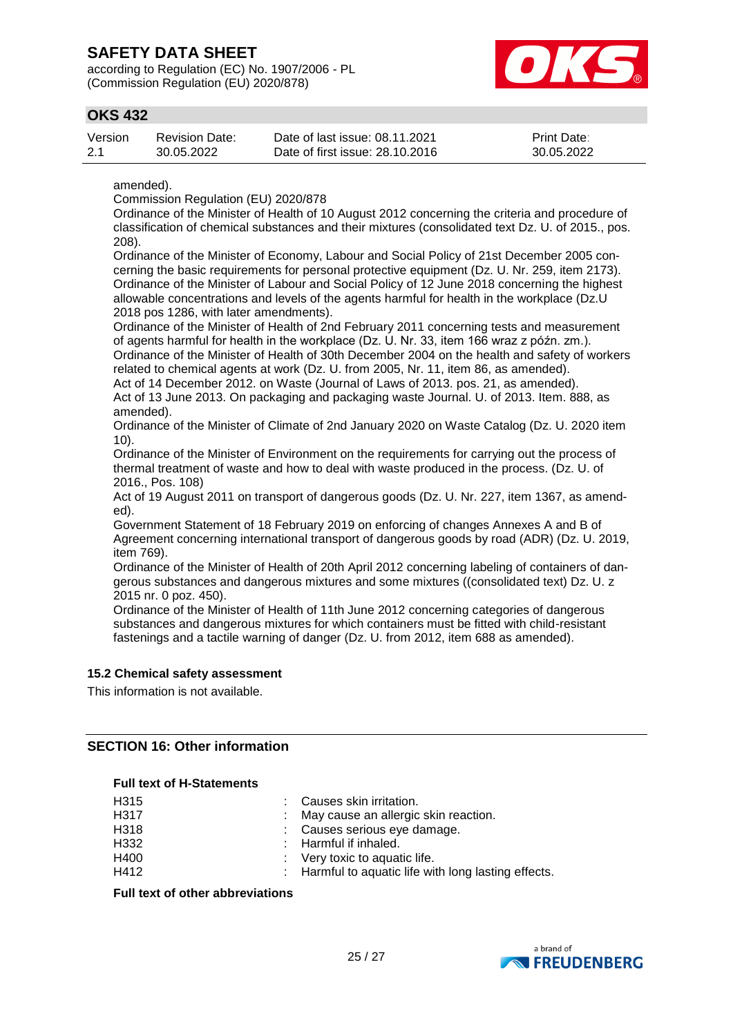amended).
Commission Regulation (EU) 2020/878
Ordinance of the Minister of Health of 10 August 2012 concerning the criteria and procedure of classification of chemical substances and their mixtures (consolidated text Dz. U. of 2015., pos. 208).
Ordinance of the Minister of Economy, Labour and Social Policy of 21st December 2005 concerning the basic requirements for personal protective equipment (Dz. U. Nr. 259, item 2173).
Ordinance of the Minister of Labour and Social Policy of 12 June 2018 concerning the highest allowable concentrations and levels of the agents harmful for health in the workplace (Dz.U 2018 pos 1286, with later amendments).
Ordinance of the Minister of Health of 2nd February 2011 concerning tests and measurement of agents harmful for health in the workplace (Dz. U. Nr. 33, item 166 wraz z późn. zm.).
Ordinance of the Minister of Health of 30th December 2004 on the health and safety of workers related to chemical agents at work (Dz. U. from 2005, Nr. 11, item 86, as amended).
Act of 14 December 2012. on Waste (Journal of Laws of 2013. pos. 21, as amended).
Act of 13 June 2013. On packaging and packaging waste Journal. U. of 2013. Item. 888, as amended).
Ordinance of the Minister of Climate of 2nd January 2020 on Waste Catalog (Dz. U. 2020 item 10).
Ordinance of the Minister of Environment on the requirements for carrying out the process of thermal treatment of waste and how to deal with waste produced in the process. (Dz. U. of 2016., Pos. 108)
Act of 19 August 2011 on transport of dangerous goods (Dz. U. Nr. 227, item 1367, as amended).
Government Statement of 18 February 2019 on enforcing of changes Annexes A and B of Agreement concerning international transport of dangerous goods by road (ADR) (Dz. U. 2019, item 769).
Ordinance of the Minister of Health of 20th April 2012 concerning labeling of containers of dangerous substances and dangerous mixtures and some mixtures ((consolidated text) Dz. U. z 2015 nr. 0 poz. 450).
Ordinance of the Minister of Health of 11th June 2012 concerning categories of dangerous substances and dangerous mixtures for which containers must be fitted with child-resistant fastenings and a tactile warning of danger (Dz. U. from 2012, item 688 as amended).

**15.2 Chemical safety assessment**

This information is not available.

## SECTION 16: Other information

**Full text of H-Statements**

| | | |
|---|---|---|
| H315 | : | Causes skin irritation. |
| H317 | : | May cause an allergic skin reaction. |
| H318 | : | Causes serious eye damage. |
| H332 | : | Harmful if inhaled. |
| H400 | : | Very toxic to aquatic life. |
| H412 | : | Harmful to aquatic life with long lasting effects. |

**Full text of other abbreviations**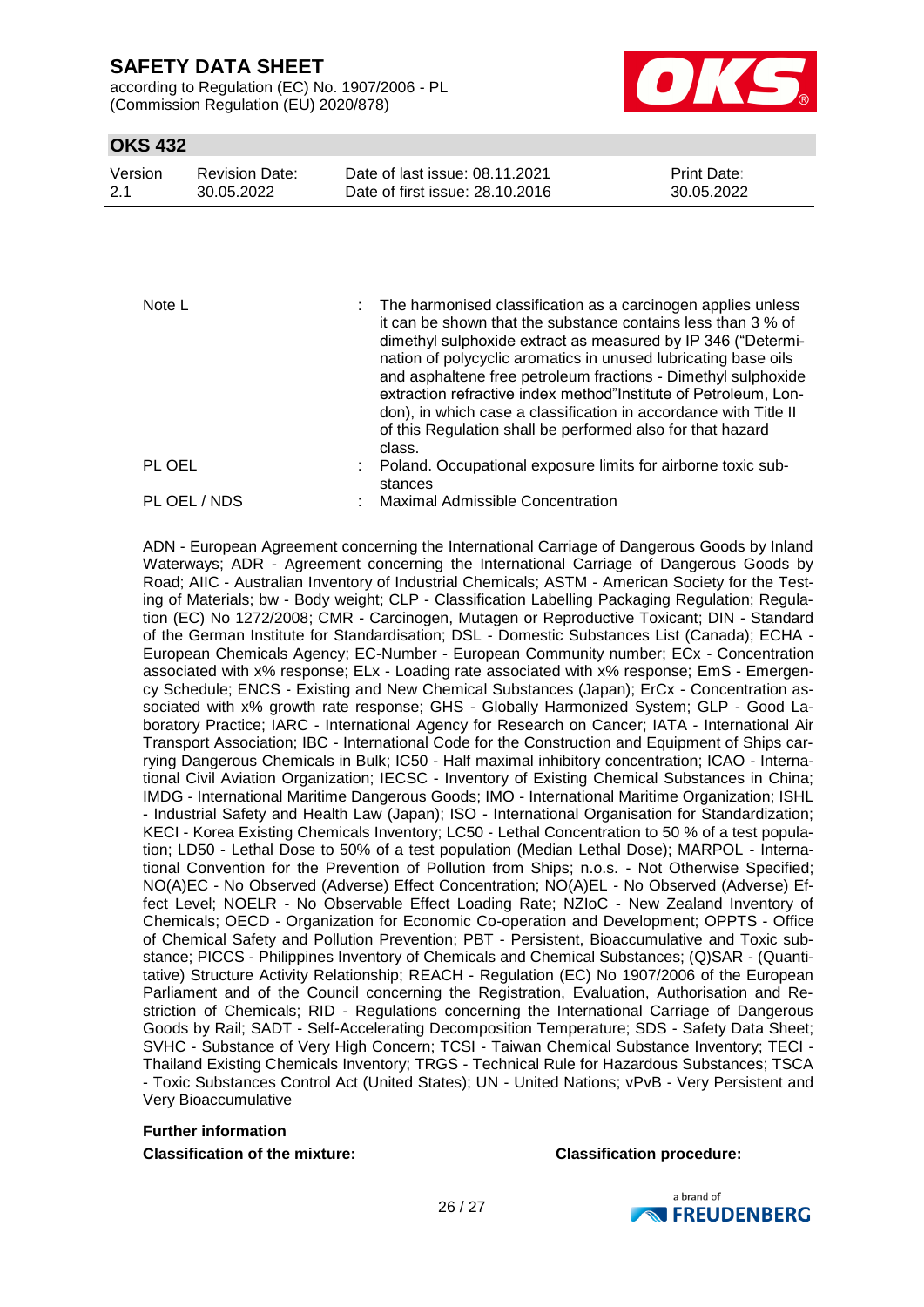| | |
|---|---|
| Note L | : The harmonised classification as a carcinogen applies unless it can be shown that the substance contains less than 3 % of dimethyl sulphoxide extract as measured by IP 346 ("Determination of polycyclic aromatics in unused lubricating base oils and asphaltene free petroleum fractions - Dimethyl sulphoxide extraction refractive index method"Institute of Petroleum, London), in which case a classification in accordance with Title II of this Regulation shall be performed also for that hazard class. |
| PL OEL | : Poland. Occupational exposure limits for airborne toxic substances |
| PL OEL / NDS | : Maximal Admissible Concentration |

ADN - European Agreement concerning the International Carriage of Dangerous Goods by Inland Waterways; ADR - Agreement concerning the International Carriage of Dangerous Goods by Road; AIIC - Australian Inventory of Industrial Chemicals; ASTM - American Society for the Testing of Materials; bw - Body weight; CLP - Classification Labelling Packaging Regulation; Regulation (EC) No 1272/2008; CMR - Carcinogen, Mutagen or Reproductive Toxicant; DIN - Standard of the German Institute for Standardisation; DSL - Domestic Substances List (Canada); ECHA - European Chemicals Agency; EC-Number - European Community number; ECx - Concentration associated with x% response; ELx - Loading rate associated with x% response; EmS - Emergency Schedule; ENCS - Existing and New Chemical Substances (Japan); ErCx - Concentration associated with x% growth rate response; GHS - Globally Harmonized System; GLP - Good Laboratory Practice; IARC - International Agency for Research on Cancer; IATA - International Air Transport Association; IBC - International Code for the Construction and Equipment of Ships carrying Dangerous Chemicals in Bulk; IC50 - Half maximal inhibitory concentration; ICAO - International Civil Aviation Organization; IECSC - Inventory of Existing Chemical Substances in China; IMDG - International Maritime Dangerous Goods; IMO - International Maritime Organization; ISHL - Industrial Safety and Health Law (Japan); ISO - International Organisation for Standardization; KECI - Korea Existing Chemicals Inventory; LC50 - Lethal Concentration to 50 % of a test population; LD50 - Lethal Dose to 50% of a test population (Median Lethal Dose); MARPOL - International Convention for the Prevention of Pollution from Ships; n.o.s. - Not Otherwise Specified; NO(A)EC - No Observed (Adverse) Effect Concentration; NO(A)EL - No Observed (Adverse) Effect Level; NOELR - No Observable Effect Loading Rate; NZIoC - New Zealand Inventory of Chemicals; OECD - Organization for Economic Co-operation and Development; OPPTS - Office of Chemical Safety and Pollution Prevention; PBT - Persistent, Bioaccumulative and Toxic substance; PICCS - Philippines Inventory of Chemicals and Chemical Substances; (Q)SAR - (Quantitative) Structure Activity Relationship; REACH - Regulation (EC) No 1907/2006 of the European Parliament and of the Council concerning the Registration, Evaluation, Authorisation and Restriction of Chemicals; RID - Regulations concerning the International Carriage of Dangerous Goods by Rail; SADT - Self-Accelerating Decomposition Temperature; SDS - Safety Data Sheet; SVHC - Substance of Very High Concern; TCSI - Taiwan Chemical Substance Inventory; TECI - Thailand Existing Chemicals Inventory; TRGS - Technical Rule for Hazardous Substances; TSCA - Toxic Substances Control Act (United States); UN - United Nations; vPvB - Very Persistent and Very Bioaccumulative

**Further information**

**Classification of the mixture:** **Classification procedure:**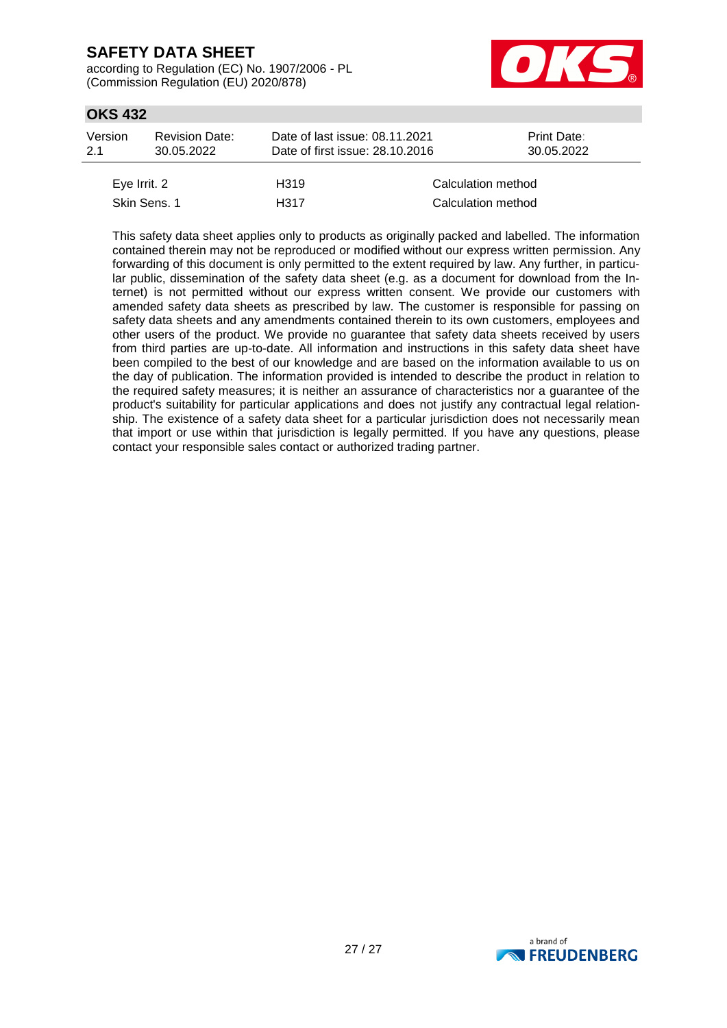| | | |
|---|---|---|
| Eye Irrit. 2 | H319 | Calculation method |
| Skin Sens. 1 | H317 | Calculation method |

This safety data sheet applies only to products as originally packed and labelled. The information contained therein may not be reproduced or modified without our express written permission. Any forwarding of this document is only permitted to the extent required by law. Any further, in particular public, dissemination of the safety data sheet (e.g. as a document for download from the Internet) is not permitted without our express written consent. We provide our customers with amended safety data sheets as prescribed by law. The customer is responsible for passing on safety data sheets and any amendments contained therein to its own customers, employees and other users of the product. We provide no guarantee that safety data sheets received by users from third parties are up-to-date. All information and instructions in this safety data sheet have been compiled to the best of our knowledge and are based on the information available to us on the day of publication. The information provided is intended to describe the product in relation to the required safety measures; it is neither an assurance of characteristics nor a guarantee of the product's suitability for particular applications and does not justify any contractual legal relationship. The existence of a safety data sheet for a particular jurisdiction does not necessarily mean that import or use within that jurisdiction is legally permitted. If you have any questions, please contact your responsible sales contact or authorized trading partner.